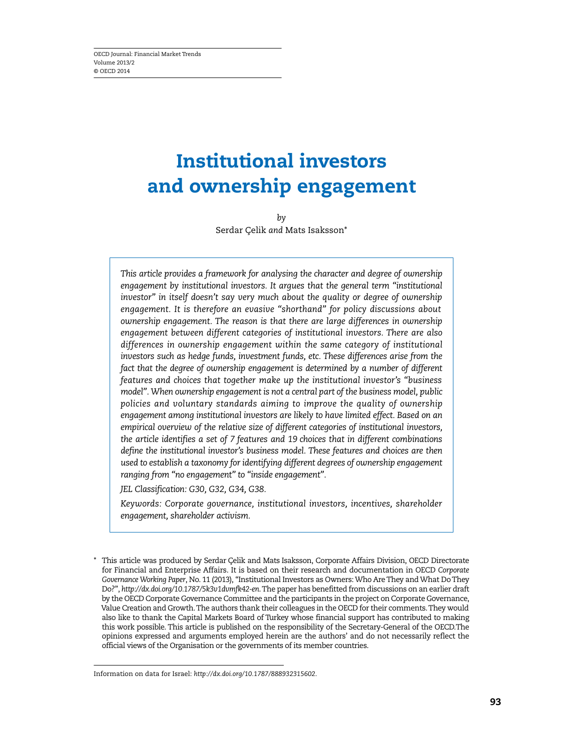# Institutional investors and ownership engagement

*by*

Serdar Çelik *and* Mats Isaksson*

> *This article provides a framework for analysing the character and degree of ownership engagement by institutional investors. It argues that the general term "institutional investor" in itself doesn't say very much about the quality or degree of ownership engagement. It is therefore an evasive "shorthand" for policy discussions about ownership engagement. The reason is that there are large differences in ownership engagement between different categories of institutional investors. There are also differences in ownership engagement within the same category of institutional investors such as hedge funds, investment funds, etc. These differences arise from the fact that the degree of ownership engagement is determined by a number of different features and choices that together make up the institutional investor's "business model". When ownership engagement is not a central part of the business model, public policies and voluntary standards aiming to improve the quality of ownership engagement among institutional investors are likely to have limited effect. Based on an empirical overview of the relative size of different categories of institutional investors, the article identifies a set of 7 features and 19 choices that in different combinations define the institutional investor's business model. These features and choices are then used to establish a taxonomy for identifying different degrees of ownership engagement ranging from "no engagement" to "inside engagement".*
>
> *JEL Classification: G30, G32, G34, G38.*
>
> *Keywords: Corporate governance, institutional investors, incentives, shareholder engagement, shareholder activism.*

\* This article was produced by Serdar Çelik and Mats Isaksson, Corporate Affairs Division, OECD Directorate for Financial and Enterprise Affairs. It is based on their research and documentation in OECD *Corporate Governance Working Paper*, No. 11 (2013), "Institutional Investors as Owners: Who Are They and What Do They Do?", *http://dx.doi.org/10.1787/5k3v1dvmfk42-en*. The paper has benefitted from discussions on an earlier draft by the OECD Corporate Governance Committee and the participants in the project on Corporate Governance, Value Creation and Growth. The authors thank their colleagues in the OECD for their comments. They would also like to thank the Capital Markets Board of Turkey whose financial support has contributed to making this work possible. This article is published on the responsibility of the Secretary-General of the OECD. The opinions expressed and arguments employed herein are the authors' and do not necessarily reflect the official views of the Organisation or the governments of its member countries.

Information on data for Israel: *http://dx.doi.org/10.1787/888932315602*.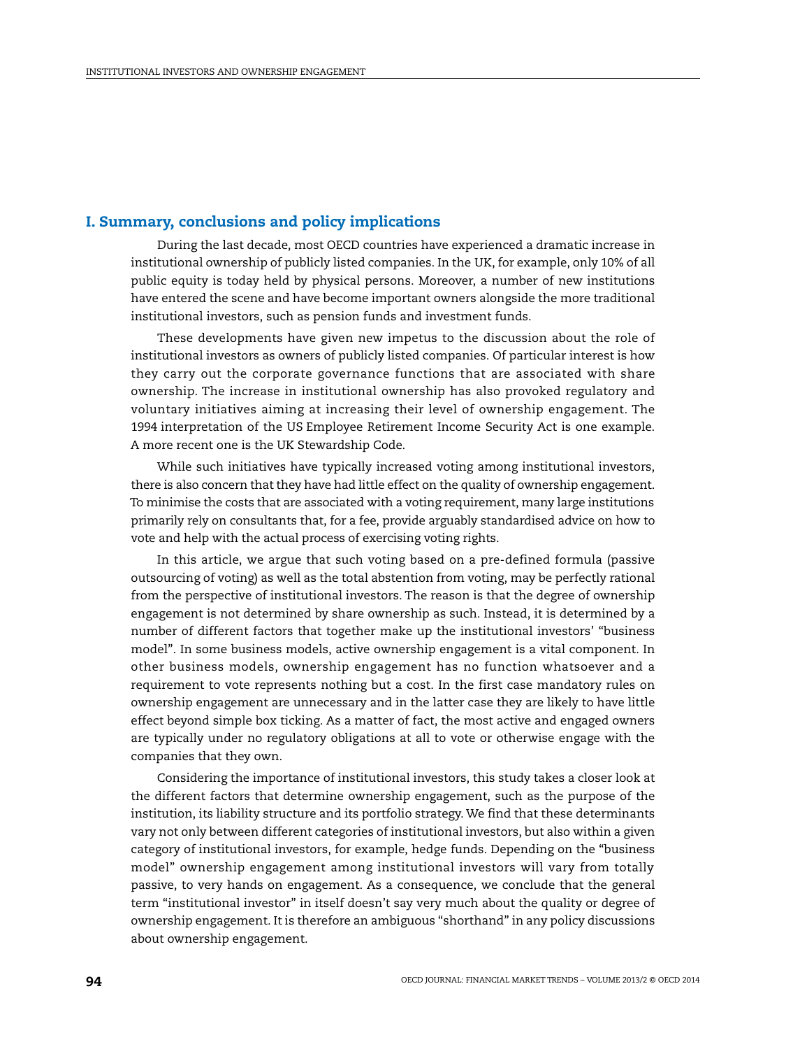## I. Summary, conclusions and policy implications

During the last decade, most OECD countries have experienced a dramatic increase in institutional ownership of publicly listed companies. In the UK, for example, only 10% of all public equity is today held by physical persons. Moreover, a number of new institutions have entered the scene and have become important owners alongside the more traditional institutional investors, such as pension funds and investment funds.

These developments have given new impetus to the discussion about the role of institutional investors as owners of publicly listed companies. Of particular interest is how they carry out the corporate governance functions that are associated with share ownership. The increase in institutional ownership has also provoked regulatory and voluntary initiatives aiming at increasing their level of ownership engagement. The 1994 interpretation of the US Employee Retirement Income Security Act is one example. A more recent one is the UK Stewardship Code.

While such initiatives have typically increased voting among institutional investors, there is also concern that they have had little effect on the quality of ownership engagement. To minimise the costs that are associated with a voting requirement, many large institutions primarily rely on consultants that, for a fee, provide arguably standardised advice on how to vote and help with the actual process of exercising voting rights.

In this article, we argue that such voting based on a pre-defined formula (passive outsourcing of voting) as well as the total abstention from voting, may be perfectly rational from the perspective of institutional investors. The reason is that the degree of ownership engagement is not determined by share ownership as such. Instead, it is determined by a number of different factors that together make up the institutional investors' "business model". In some business models, active ownership engagement is a vital component. In other business models, ownership engagement has no function whatsoever and a requirement to vote represents nothing but a cost. In the first case mandatory rules on ownership engagement are unnecessary and in the latter case they are likely to have little effect beyond simple box ticking. As a matter of fact, the most active and engaged owners are typically under no regulatory obligations at all to vote or otherwise engage with the companies that they own.

Considering the importance of institutional investors, this study takes a closer look at the different factors that determine ownership engagement, such as the purpose of the institution, its liability structure and its portfolio strategy. We find that these determinants vary not only between different categories of institutional investors, but also within a given category of institutional investors, for example, hedge funds. Depending on the "business model" ownership engagement among institutional investors will vary from totally passive, to very hands on engagement. As a consequence, we conclude that the general term "institutional investor" in itself doesn't say very much about the quality or degree of ownership engagement. It is therefore an ambiguous "shorthand" in any policy discussions about ownership engagement.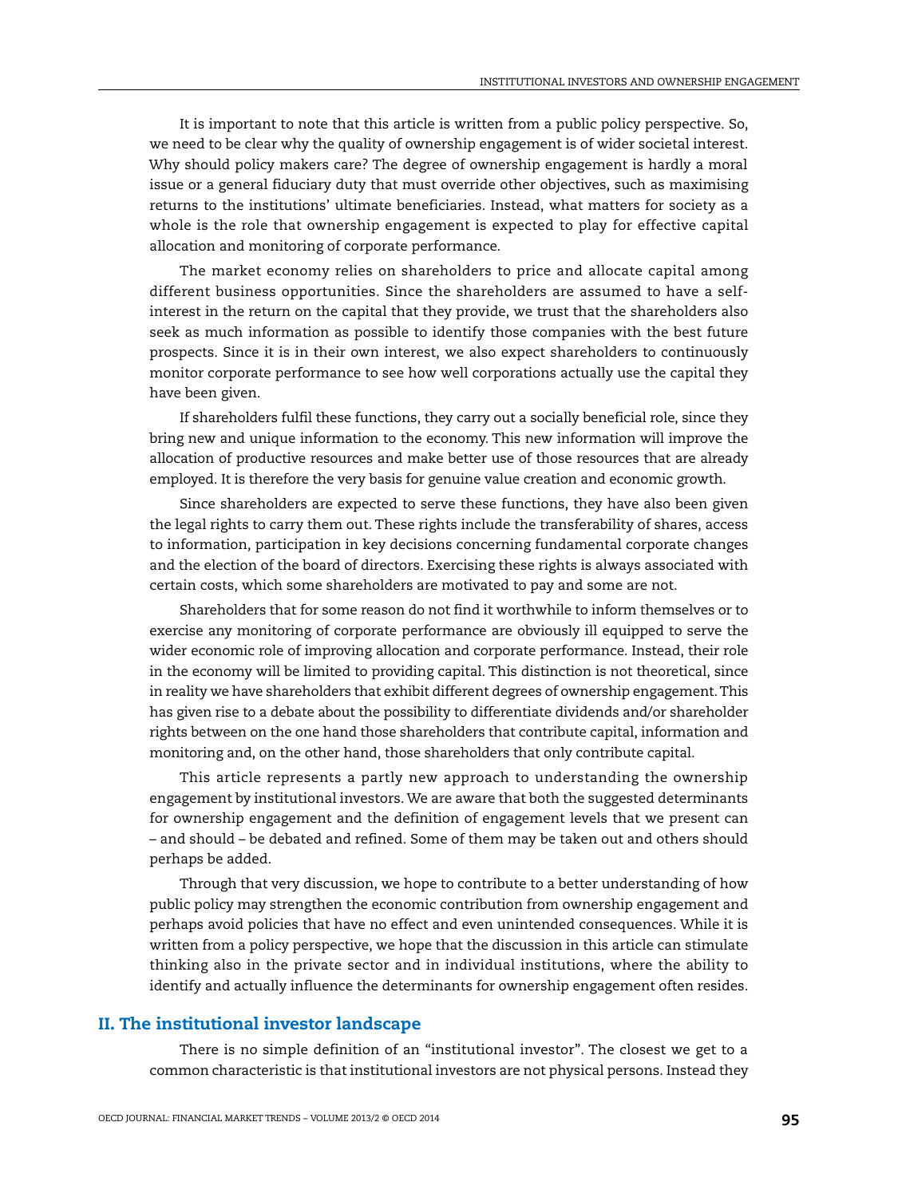It is important to note that this article is written from a public policy perspective. So, we need to be clear why the quality of ownership engagement is of wider societal interest. Why should policy makers care? The degree of ownership engagement is hardly a moral issue or a general fiduciary duty that must override other objectives, such as maximising returns to the institutions' ultimate beneficiaries. Instead, what matters for society as a whole is the role that ownership engagement is expected to play for effective capital allocation and monitoring of corporate performance.

The market economy relies on shareholders to price and allocate capital among different business opportunities. Since the shareholders are assumed to have a self-interest in the return on the capital that they provide, we trust that the shareholders also seek as much information as possible to identify those companies with the best future prospects. Since it is in their own interest, we also expect shareholders to continuously monitor corporate performance to see how well corporations actually use the capital they have been given.

If shareholders fulfil these functions, they carry out a socially beneficial role, since they bring new and unique information to the economy. This new information will improve the allocation of productive resources and make better use of those resources that are already employed. It is therefore the very basis for genuine value creation and economic growth.

Since shareholders are expected to serve these functions, they have also been given the legal rights to carry them out. These rights include the transferability of shares, access to information, participation in key decisions concerning fundamental corporate changes and the election of the board of directors. Exercising these rights is always associated with certain costs, which some shareholders are motivated to pay and some are not.

Shareholders that for some reason do not find it worthwhile to inform themselves or to exercise any monitoring of corporate performance are obviously ill equipped to serve the wider economic role of improving allocation and corporate performance. Instead, their role in the economy will be limited to providing capital. This distinction is not theoretical, since in reality we have shareholders that exhibit different degrees of ownership engagement. This has given rise to a debate about the possibility to differentiate dividends and/or shareholder rights between on the one hand those shareholders that contribute capital, information and monitoring and, on the other hand, those shareholders that only contribute capital.

This article represents a partly new approach to understanding the ownership engagement by institutional investors. We are aware that both the suggested determinants for ownership engagement and the definition of engagement levels that we present can – and should – be debated and refined. Some of them may be taken out and others should perhaps be added.

Through that very discussion, we hope to contribute to a better understanding of how public policy may strengthen the economic contribution from ownership engagement and perhaps avoid policies that have no effect and even unintended consequences. While it is written from a policy perspective, we hope that the discussion in this article can stimulate thinking also in the private sector and in individual institutions, where the ability to identify and actually influence the determinants for ownership engagement often resides.

## II. The institutional investor landscape

There is no simple definition of an "institutional investor". The closest we get to a common characteristic is that institutional investors are not physical persons. Instead they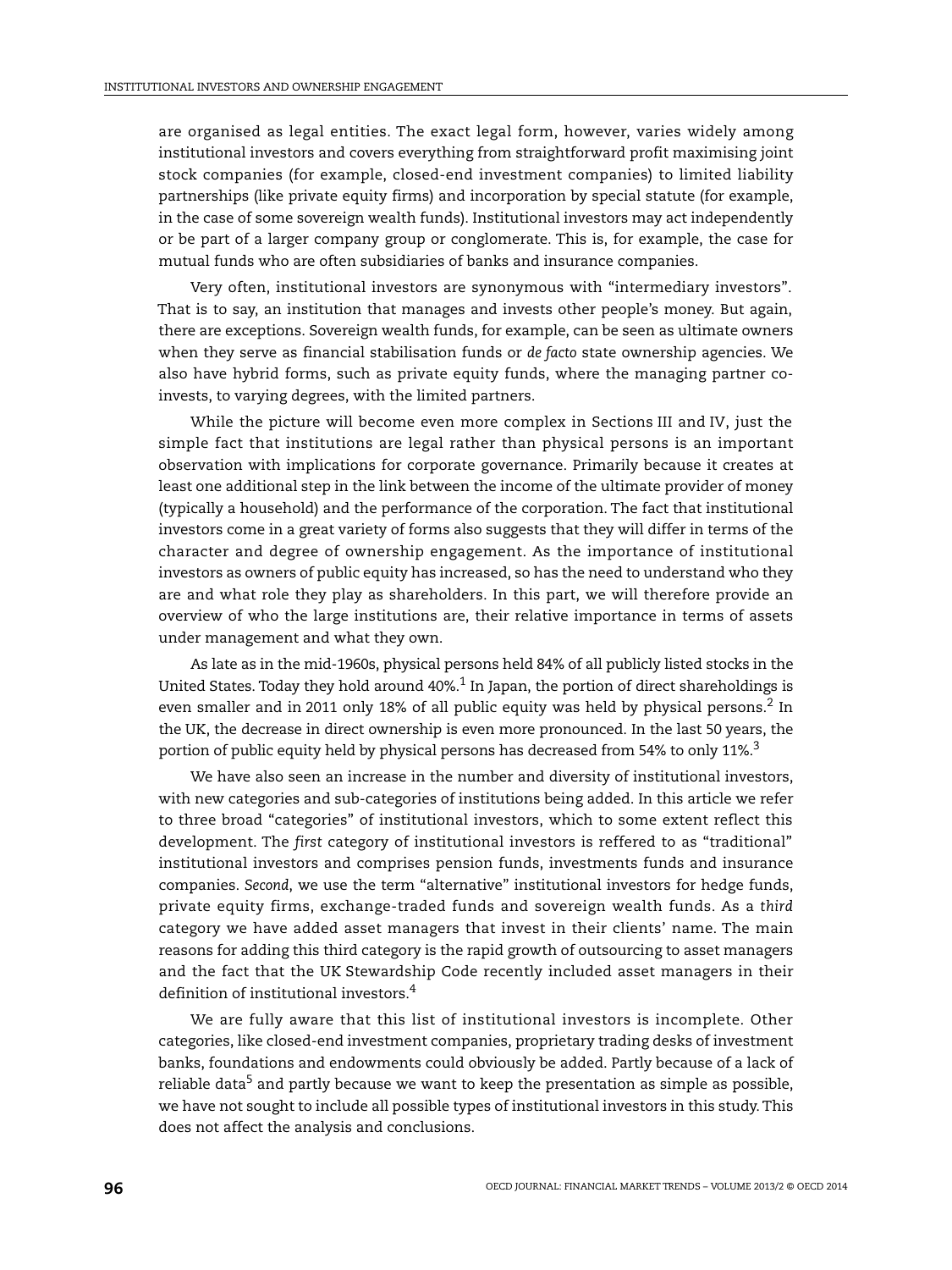are organised as legal entities. The exact legal form, however, varies widely among institutional investors and covers everything from straightforward profit maximising joint stock companies (for example, closed-end investment companies) to limited liability partnerships (like private equity firms) and incorporation by special statute (for example, in the case of some sovereign wealth funds). Institutional investors may act independently or be part of a larger company group or conglomerate. This is, for example, the case for mutual funds who are often subsidiaries of banks and insurance companies.

Very often, institutional investors are synonymous with "intermediary investors". That is to say, an institution that manages and invests other people's money. But again, there are exceptions. Sovereign wealth funds, for example, can be seen as ultimate owners when they serve as financial stabilisation funds or *de facto* state ownership agencies. We also have hybrid forms, such as private equity funds, where the managing partner co-invests, to varying degrees, with the limited partners.

While the picture will become even more complex in Sections III and IV, just the simple fact that institutions are legal rather than physical persons is an important observation with implications for corporate governance. Primarily because it creates at least one additional step in the link between the income of the ultimate provider of money (typically a household) and the performance of the corporation. The fact that institutional investors come in a great variety of forms also suggests that they will differ in terms of the character and degree of ownership engagement. As the importance of institutional investors as owners of public equity has increased, so has the need to understand who they are and what role they play as shareholders. In this part, we will therefore provide an overview of who the large institutions are, their relative importance in terms of assets under management and what they own.

As late as in the mid-1960s, physical persons held 84% of all publicly listed stocks in the United States. Today they hold around 40%.[1] In Japan, the portion of direct shareholdings is even smaller and in 2011 only 18% of all public equity was held by physical persons.[2] In the UK, the decrease in direct ownership is even more pronounced. In the last 50 years, the portion of public equity held by physical persons has decreased from 54% to only 11%.[3]

We have also seen an increase in the number and diversity of institutional investors, with new categories and sub-categories of institutions being added. In this article we refer to three broad "categories" of institutional investors, which to some extent reflect this development. The *first* category of institutional investors is reffered to as "traditional" institutional investors and comprises pension funds, investments funds and insurance companies. *Second*, we use the term "alternative" institutional investors for hedge funds, private equity firms, exchange-traded funds and sovereign wealth funds. As a *third* category we have added asset managers that invest in their clients' name. The main reasons for adding this third category is the rapid growth of outsourcing to asset managers and the fact that the UK Stewardship Code recently included asset managers in their definition of institutional investors.[4]

We are fully aware that this list of institutional investors is incomplete. Other categories, like closed-end investment companies, proprietary trading desks of investment banks, foundations and endowments could obviously be added. Partly because of a lack of reliable data[5] and partly because we want to keep the presentation as simple as possible, we have not sought to include all possible types of institutional investors in this study. This does not affect the analysis and conclusions.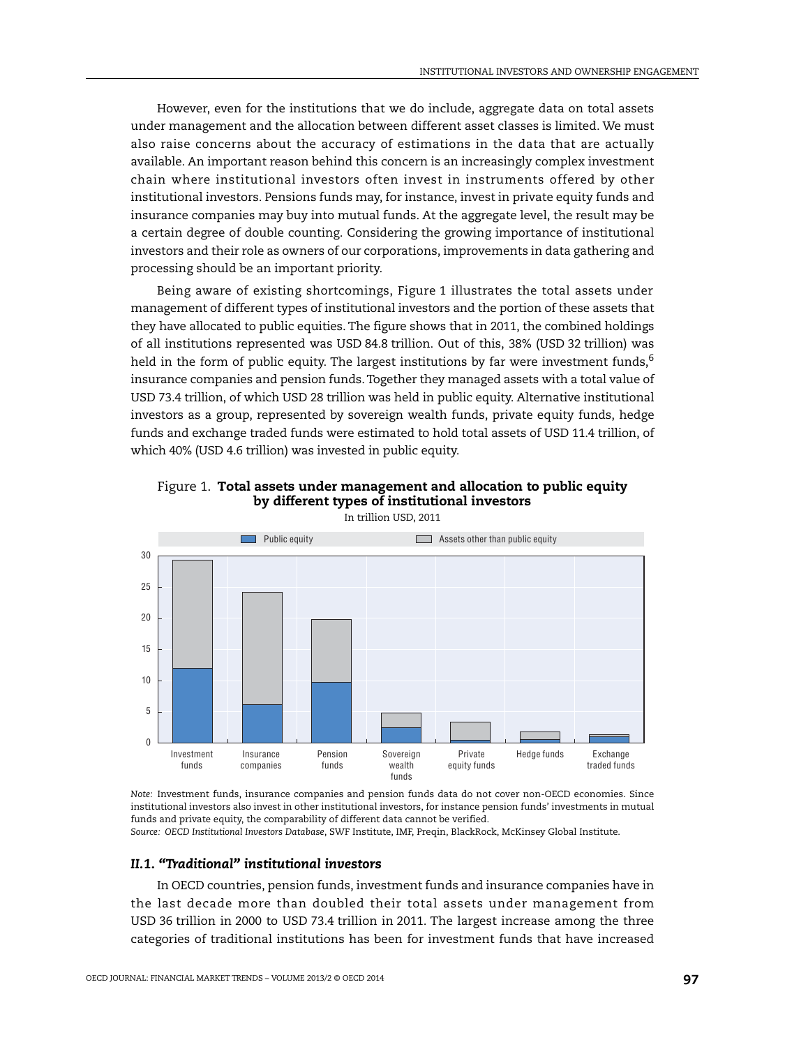However, even for the institutions that we do include, aggregate data on total assets under management and the allocation between different asset classes is limited. We must also raise concerns about the accuracy of estimations in the data that are actually available. An important reason behind this concern is an increasingly complex investment chain where institutional investors often invest in instruments offered by other institutional investors. Pensions funds may, for instance, invest in private equity funds and insurance companies may buy into mutual funds. At the aggregate level, the result may be a certain degree of double counting. Considering the growing importance of institutional investors and their role as owners of our corporations, improvements in data gathering and processing should be an important priority.

Being aware of existing shortcomings, Figure 1 illustrates the total assets under management of different types of institutional investors and the portion of these assets that they have allocated to public equities. The figure shows that in 2011, the combined holdings of all institutions represented was USD 84.8 trillion. Out of this, 38% (USD 32 trillion) was held in the form of public equity. The largest institutions by far were investment funds,[6] insurance companies and pension funds. Together they managed assets with a total value of USD 73.4 trillion, of which USD 28 trillion was held in public equity. Alternative institutional investors as a group, represented by sovereign wealth funds, private equity funds, hedge funds and exchange traded funds were estimated to hold total assets of USD 11.4 trillion, of which 40% (USD 4.6 trillion) was invested in public equity.

Figure 1. **Total assets under management and allocation to public equity by different types of institutional investors**

In trillion USD, 2011

Public equity
Assets other than public equity

30
25
20
15
10
5
0

Investment funds
Insurance companies
Pension funds
Sovereign wealth funds
Private equity funds
Hedge funds
Exchange traded funds

*Note:* Investment funds, insurance companies and pension funds data do not cover non-OECD economies. Since institutional investors also invest in other institutional investors, for instance pension funds' investments in mutual funds and private equity, the comparability of different data cannot be verified.
*Source: OECD Institutional Investors Database*, SWF Institute, IMF, Preqin, BlackRock, McKinsey Global Institute.

### *II.1. "Traditional" institutional investors*

In OECD countries, pension funds, investment funds and insurance companies have in the last decade more than doubled their total assets under management from USD 36 trillion in 2000 to USD 73.4 trillion in 2011. The largest increase among the three categories of traditional institutions has been for investment funds that have increased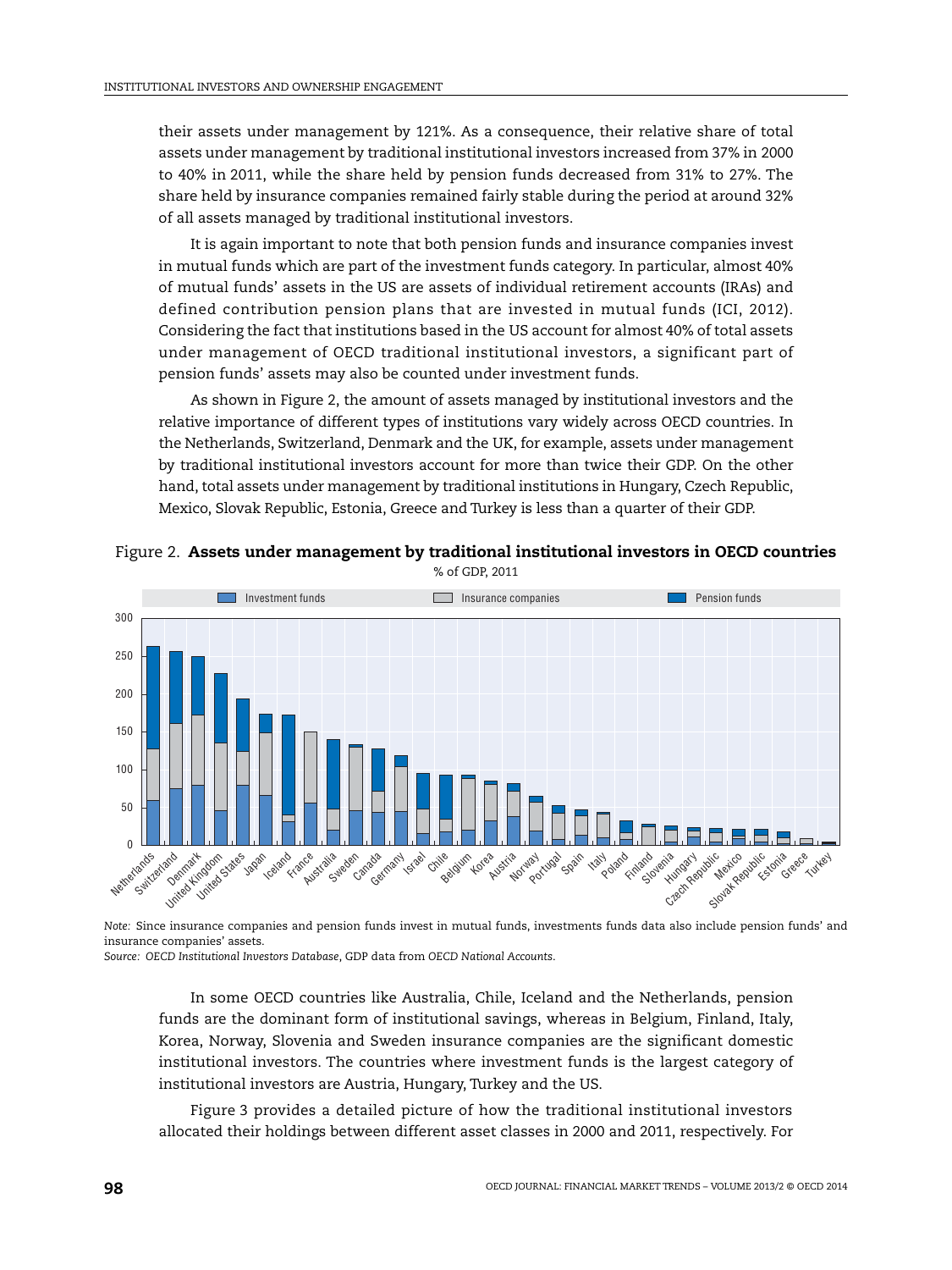their assets under management by 121%. As a consequence, their relative share of total assets under management by traditional institutional investors increased from 37% in 2000 to 40% in 2011, while the share held by pension funds decreased from 31% to 27%. The share held by insurance companies remained fairly stable during the period at around 32% of all assets managed by traditional institutional investors.

It is again important to note that both pension funds and insurance companies invest in mutual funds which are part of the investment funds category. In particular, almost 40% of mutual funds' assets in the US are assets of individual retirement accounts (IRAs) and defined contribution pension plans that are invested in mutual funds (ICI, 2012). Considering the fact that institutions based in the US account for almost 40% of total assets under management of OECD traditional institutional investors, a significant part of pension funds' assets may also be counted under investment funds.

As shown in Figure 2, the amount of assets managed by institutional investors and the relative importance of different types of institutions vary widely across OECD countries. In the Netherlands, Switzerland, Denmark and the UK, for example, assets under management by traditional institutional investors account for more than twice their GDP. On the other hand, total assets under management by traditional institutions in Hungary, Czech Republic, Mexico, Slovak Republic, Estonia, Greece and Turkey is less than a quarter of their GDP.

Figure 2. **Assets under management by traditional institutional investors in OECD countries**

% of GDP, 2011

Investment funds
Insurance companies
Pension funds

300
250
200
150
100
50
0

Netherlands, Switzerland, Denmark, United Kingdom, United States, Japan, Iceland, France, Australia, Sweden, Canada, Germany, Israel, Chile, Belgium, Korea, Austria, Norway, Portugal, Spain, Italy, Poland, Finland, Slovenia, Hungary, Czech Republic, Mexico, Slovak Republic, Estonia, Greece, Turkey

*Note:* Since insurance companies and pension funds invest in mutual funds, investments funds data also include pension funds' and insurance companies' assets.
*Source:* *OECD Institutional Investors Database*, GDP data from *OECD National Accounts*.

In some OECD countries like Australia, Chile, Iceland and the Netherlands, pension funds are the dominant form of institutional savings, whereas in Belgium, Finland, Italy, Korea, Norway, Slovenia and Sweden insurance companies are the significant domestic institutional investors. The countries where investment funds is the largest category of institutional investors are Austria, Hungary, Turkey and the US.

Figure 3 provides a detailed picture of how the traditional institutional investors allocated their holdings between different asset classes in 2000 and 2011, respectively. For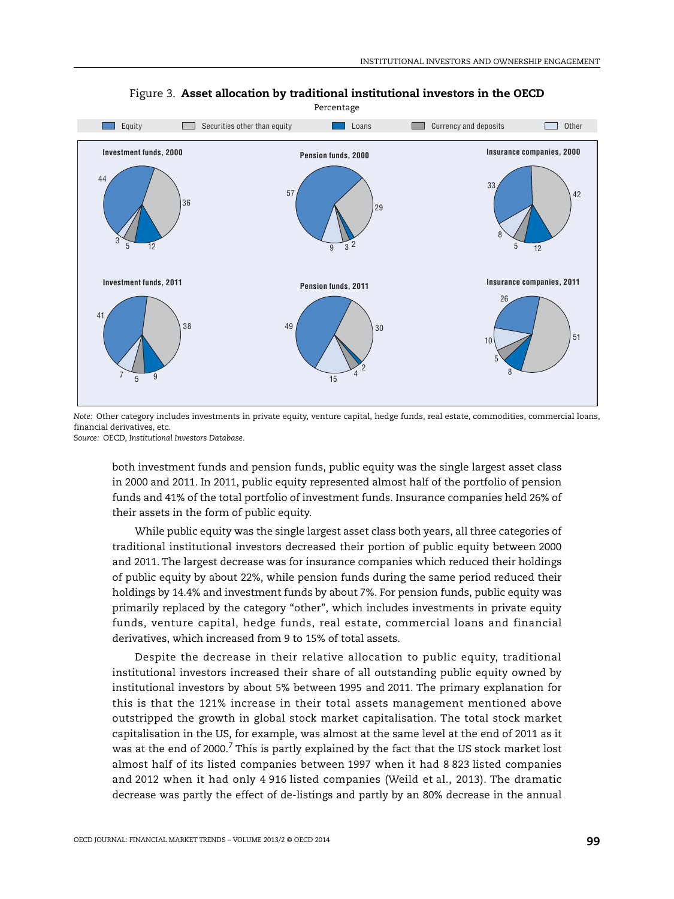Figure 3. **Asset allocation by traditional institutional investors in the OECD**

Percentage

Equity
Securities other than equity
Loans
Currency and deposits
Other

**Investment funds, 2000**

44
36
12
5
3

**Pension funds, 2000**

57
29
2
3
9

**Insurance companies, 2000**

33
42
12
5
8

**Investment funds, 2011**

41
38
9
5
7

**Pension funds, 2011**

49
30
2
4
15

**Insurance companies, 2011**

26
51
8
5
10

*Note:* Other category includes investments in private equity, venture capital, hedge funds, real estate, commodities, commercial loans, financial derivatives, etc.

*Source:* OECD, *Institutional Investors Database*.

both investment funds and pension funds, public equity was the single largest asset class in 2000 and 2011. In 2011, public equity represented almost half of the portfolio of pension funds and 41% of the total portfolio of investment funds. Insurance companies held 26% of their assets in the form of public equity.

While public equity was the single largest asset class both years, all three categories of traditional institutional investors decreased their portion of public equity between 2000 and 2011. The largest decrease was for insurance companies which reduced their holdings of public equity by about 22%, while pension funds during the same period reduced their holdings by 14.4% and investment funds by about 7%. For pension funds, public equity was primarily replaced by the category "other", which includes investments in private equity funds, venture capital, hedge funds, real estate, commercial loans and financial derivatives, which increased from 9 to 15% of total assets.

Despite the decrease in their relative allocation to public equity, traditional institutional investors increased their share of all outstanding public equity owned by institutional investors by about 5% between 1995 and 2011. The primary explanation for this is that the 121% increase in their total assets management mentioned above outstripped the growth in global stock market capitalisation. The total stock market capitalisation in the US, for example, was almost at the same level at the end of 2011 as it was at the end of 2000.[7] This is partly explained by the fact that the US stock market lost almost half of its listed companies between 1997 when it had 8 823 listed companies and 2012 when it had only 4 916 listed companies (Weild et al., 2013). The dramatic decrease was partly the effect of de-listings and partly by an 80% decrease in the annual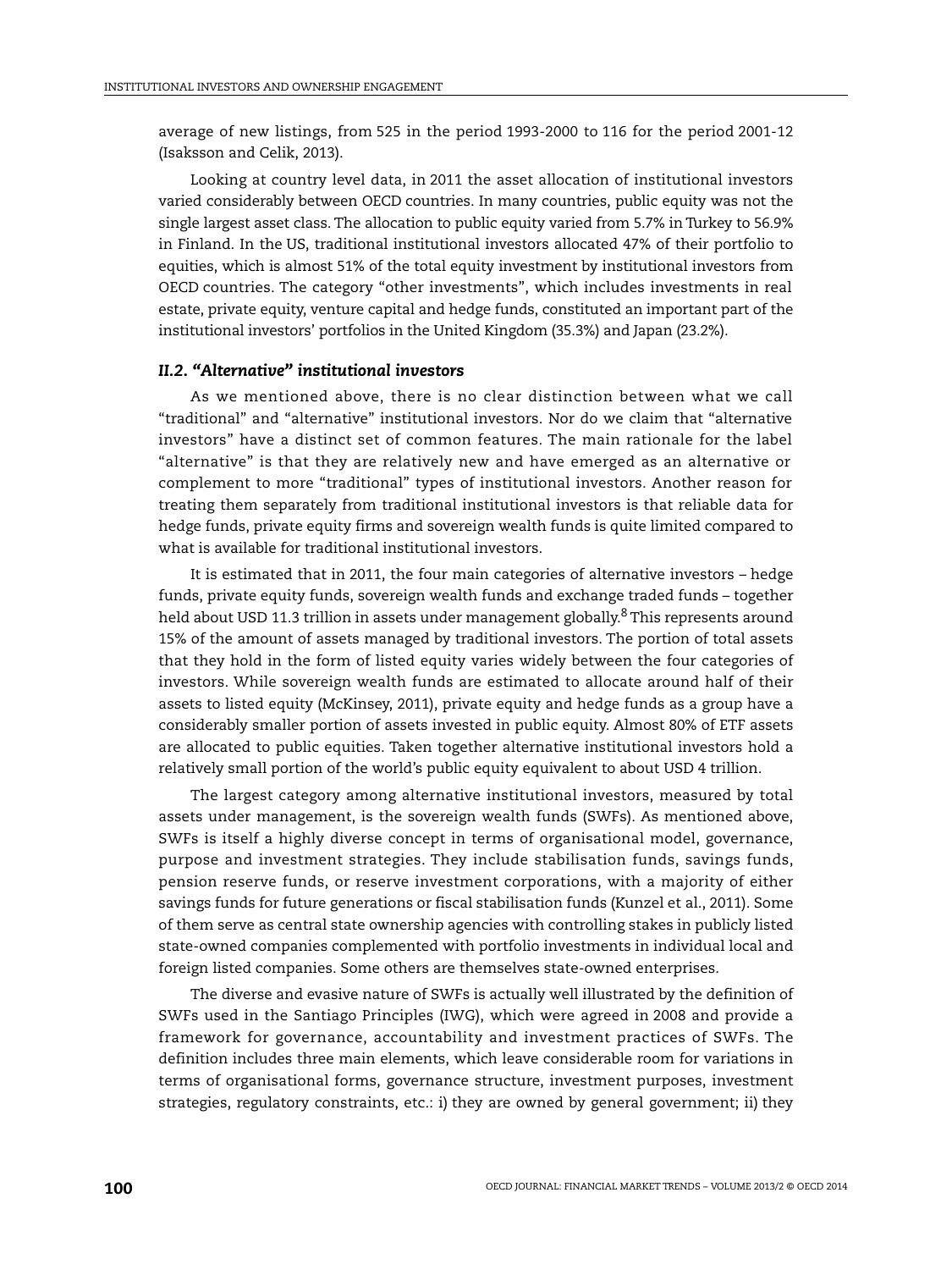average of new listings, from 525 in the period 1993-2000 to 116 for the period 2001-12 (Isaksson and Celik, 2013).

Looking at country level data, in 2011 the asset allocation of institutional investors varied considerably between OECD countries. In many countries, public equity was not the single largest asset class. The allocation to public equity varied from 5.7% in Turkey to 56.9% in Finland. In the US, traditional institutional investors allocated 47% of their portfolio to equities, which is almost 51% of the total equity investment by institutional investors from OECD countries. The category "other investments", which includes investments in real estate, private equity, venture capital and hedge funds, constituted an important part of the institutional investors' portfolios in the United Kingdom (35.3%) and Japan (23.2%).

### *II.2. "Alternative" institutional investors*

As we mentioned above, there is no clear distinction between what we call "traditional" and "alternative" institutional investors. Nor do we claim that "alternative investors" have a distinct set of common features. The main rationale for the label "alternative" is that they are relatively new and have emerged as an alternative or complement to more "traditional" types of institutional investors. Another reason for treating them separately from traditional institutional investors is that reliable data for hedge funds, private equity firms and sovereign wealth funds is quite limited compared to what is available for traditional institutional investors.

It is estimated that in 2011, the four main categories of alternative investors – hedge funds, private equity funds, sovereign wealth funds and exchange traded funds – together held about USD 11.3 trillion in assets under management globally.[8] This represents around 15% of the amount of assets managed by traditional investors. The portion of total assets that they hold in the form of listed equity varies widely between the four categories of investors. While sovereign wealth funds are estimated to allocate around half of their assets to listed equity (McKinsey, 2011), private equity and hedge funds as a group have a considerably smaller portion of assets invested in public equity. Almost 80% of ETF assets are allocated to public equities. Taken together alternative institutional investors hold a relatively small portion of the world's public equity equivalent to about USD 4 trillion.

The largest category among alternative institutional investors, measured by total assets under management, is the sovereign wealth funds (SWFs). As mentioned above, SWFs is itself a highly diverse concept in terms of organisational model, governance, purpose and investment strategies. They include stabilisation funds, savings funds, pension reserve funds, or reserve investment corporations, with a majority of either savings funds for future generations or fiscal stabilisation funds (Kunzel et al., 2011). Some of them serve as central state ownership agencies with controlling stakes in publicly listed state-owned companies complemented with portfolio investments in individual local and foreign listed companies. Some others are themselves state-owned enterprises.

The diverse and evasive nature of SWFs is actually well illustrated by the definition of SWFs used in the Santiago Principles (IWG), which were agreed in 2008 and provide a framework for governance, accountability and investment practices of SWFs. The definition includes three main elements, which leave considerable room for variations in terms of organisational forms, governance structure, investment purposes, investment strategies, regulatory constraints, etc.: i) they are owned by general government; ii) they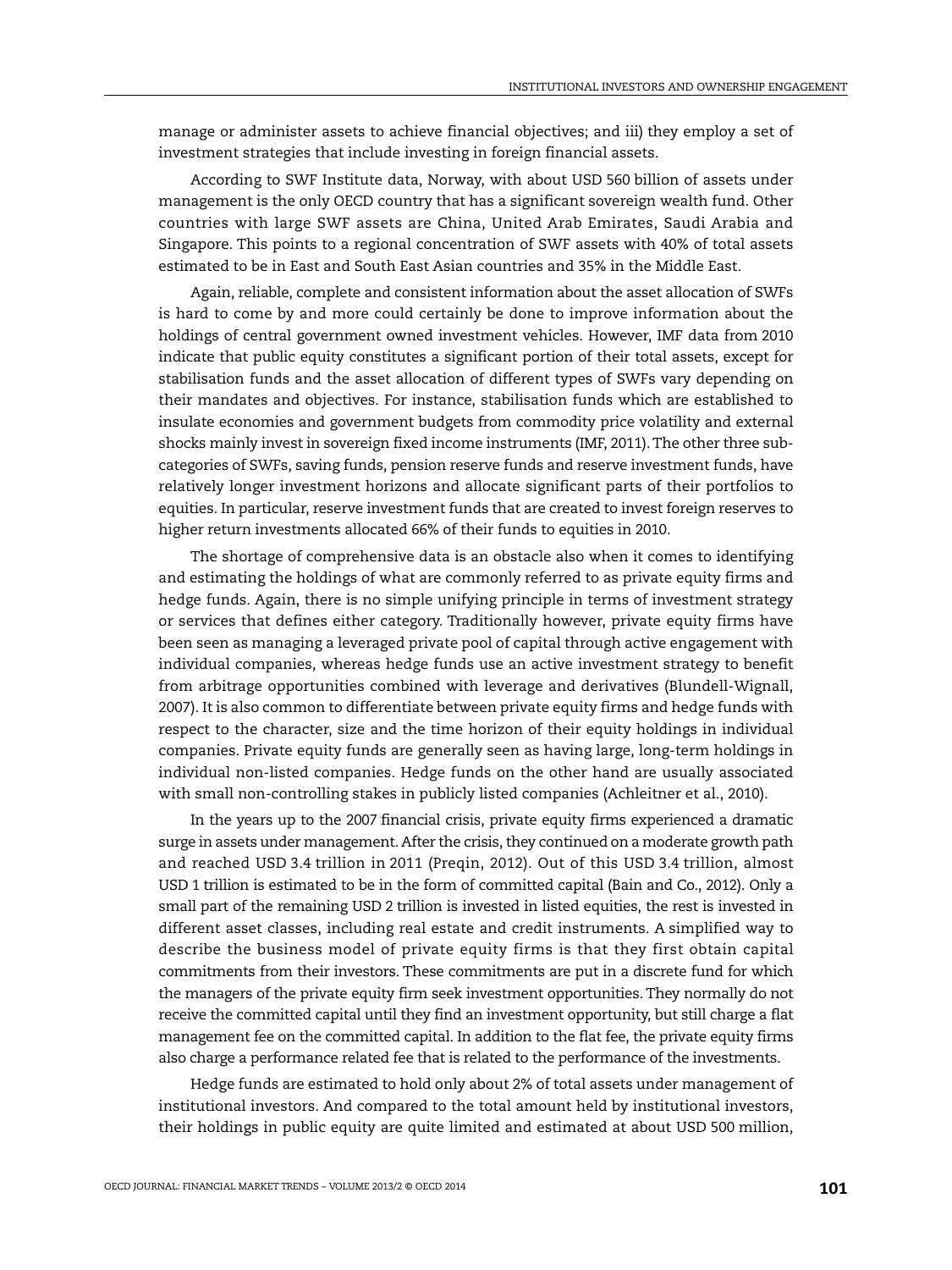manage or administer assets to achieve financial objectives; and iii) they employ a set of investment strategies that include investing in foreign financial assets.

According to SWF Institute data, Norway, with about USD 560 billion of assets under management is the only OECD country that has a significant sovereign wealth fund. Other countries with large SWF assets are China, United Arab Emirates, Saudi Arabia and Singapore. This points to a regional concentration of SWF assets with 40% of total assets estimated to be in East and South East Asian countries and 35% in the Middle East.

Again, reliable, complete and consistent information about the asset allocation of SWFs is hard to come by and more could certainly be done to improve information about the holdings of central government owned investment vehicles. However, IMF data from 2010 indicate that public equity constitutes a significant portion of their total assets, except for stabilisation funds and the asset allocation of different types of SWFs vary depending on their mandates and objectives. For instance, stabilisation funds which are established to insulate economies and government budgets from commodity price volatility and external shocks mainly invest in sovereign fixed income instruments (IMF, 2011). The other three sub-categories of SWFs, saving funds, pension reserve funds and reserve investment funds, have relatively longer investment horizons and allocate significant parts of their portfolios to equities. In particular, reserve investment funds that are created to invest foreign reserves to higher return investments allocated 66% of their funds to equities in 2010.

The shortage of comprehensive data is an obstacle also when it comes to identifying and estimating the holdings of what are commonly referred to as private equity firms and hedge funds. Again, there is no simple unifying principle in terms of investment strategy or services that defines either category. Traditionally however, private equity firms have been seen as managing a leveraged private pool of capital through active engagement with individual companies, whereas hedge funds use an active investment strategy to benefit from arbitrage opportunities combined with leverage and derivatives (Blundell-Wignall, 2007). It is also common to differentiate between private equity firms and hedge funds with respect to the character, size and the time horizon of their equity holdings in individual companies. Private equity funds are generally seen as having large, long-term holdings in individual non-listed companies. Hedge funds on the other hand are usually associated with small non-controlling stakes in publicly listed companies (Achleitner et al., 2010).

In the years up to the 2007 financial crisis, private equity firms experienced a dramatic surge in assets under management. After the crisis, they continued on a moderate growth path and reached USD 3.4 trillion in 2011 (Preqin, 2012). Out of this USD 3.4 trillion, almost USD 1 trillion is estimated to be in the form of committed capital (Bain and Co., 2012). Only a small part of the remaining USD 2 trillion is invested in listed equities, the rest is invested in different asset classes, including real estate and credit instruments. A simplified way to describe the business model of private equity firms is that they first obtain capital commitments from their investors. These commitments are put in a discrete fund for which the managers of the private equity firm seek investment opportunities. They normally do not receive the committed capital until they find an investment opportunity, but still charge a flat management fee on the committed capital. In addition to the flat fee, the private equity firms also charge a performance related fee that is related to the performance of the investments.

Hedge funds are estimated to hold only about 2% of total assets under management of institutional investors. And compared to the total amount held by institutional investors, their holdings in public equity are quite limited and estimated at about USD 500 million,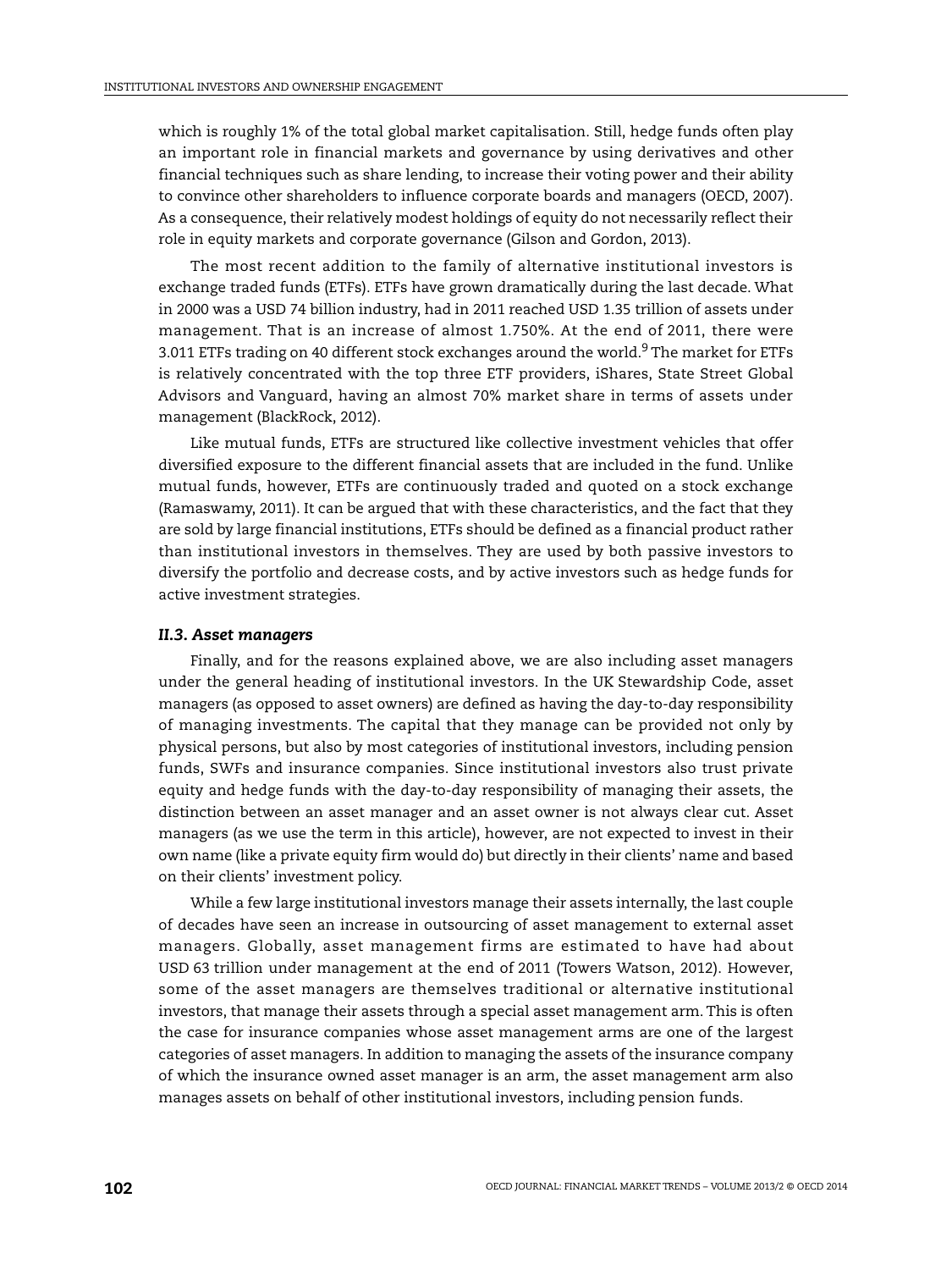which is roughly 1% of the total global market capitalisation. Still, hedge funds often play an important role in financial markets and governance by using derivatives and other financial techniques such as share lending, to increase their voting power and their ability to convince other shareholders to influence corporate boards and managers (OECD, 2007). As a consequence, their relatively modest holdings of equity do not necessarily reflect their role in equity markets and corporate governance (Gilson and Gordon, 2013).

The most recent addition to the family of alternative institutional investors is exchange traded funds (ETFs). ETFs have grown dramatically during the last decade. What in 2000 was a USD 74 billion industry, had in 2011 reached USD 1.35 trillion of assets under management. That is an increase of almost 1.750%. At the end of 2011, there were 3.011 ETFs trading on 40 different stock exchanges around the world.[9] The market for ETFs is relatively concentrated with the top three ETF providers, iShares, State Street Global Advisors and Vanguard, having an almost 70% market share in terms of assets under management (BlackRock, 2012).

Like mutual funds, ETFs are structured like collective investment vehicles that offer diversified exposure to the different financial assets that are included in the fund. Unlike mutual funds, however, ETFs are continuously traded and quoted on a stock exchange (Ramaswamy, 2011). It can be argued that with these characteristics, and the fact that they are sold by large financial institutions, ETFs should be defined as a financial product rather than institutional investors in themselves. They are used by both passive investors to diversify the portfolio and decrease costs, and by active investors such as hedge funds for active investment strategies.

### *II.3. Asset managers*

Finally, and for the reasons explained above, we are also including asset managers under the general heading of institutional investors. In the UK Stewardship Code, asset managers (as opposed to asset owners) are defined as having the day-to-day responsibility of managing investments. The capital that they manage can be provided not only by physical persons, but also by most categories of institutional investors, including pension funds, SWFs and insurance companies. Since institutional investors also trust private equity and hedge funds with the day-to-day responsibility of managing their assets, the distinction between an asset manager and an asset owner is not always clear cut. Asset managers (as we use the term in this article), however, are not expected to invest in their own name (like a private equity firm would do) but directly in their clients' name and based on their clients' investment policy.

While a few large institutional investors manage their assets internally, the last couple of decades have seen an increase in outsourcing of asset management to external asset managers. Globally, asset management firms are estimated to have had about USD 63 trillion under management at the end of 2011 (Towers Watson, 2012). However, some of the asset managers are themselves traditional or alternative institutional investors, that manage their assets through a special asset management arm. This is often the case for insurance companies whose asset management arms are one of the largest categories of asset managers. In addition to managing the assets of the insurance company of which the insurance owned asset manager is an arm, the asset management arm also manages assets on behalf of other institutional investors, including pension funds.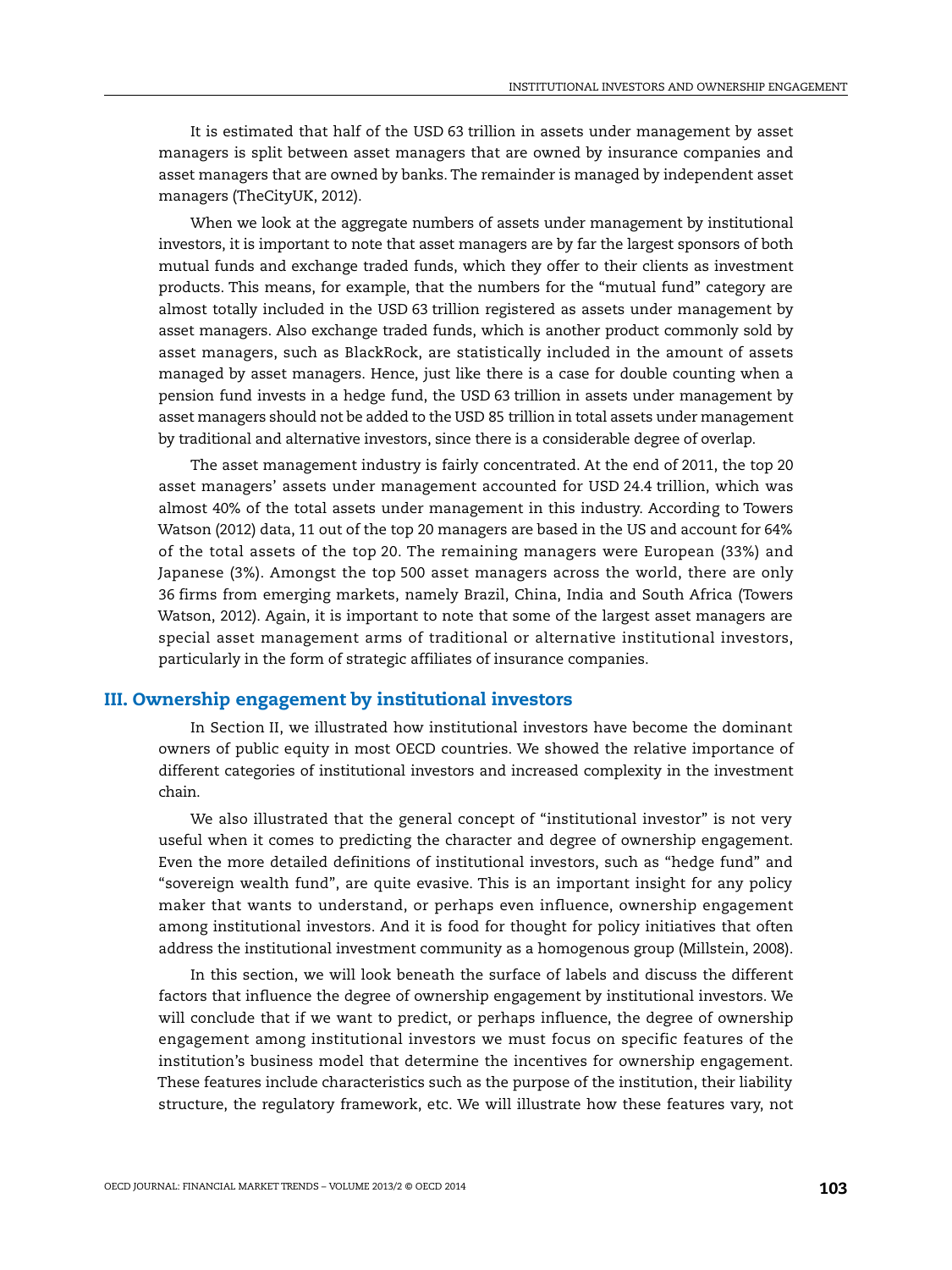It is estimated that half of the USD 63 trillion in assets under management by asset managers is split between asset managers that are owned by insurance companies and asset managers that are owned by banks. The remainder is managed by independent asset managers (TheCityUK, 2012).

When we look at the aggregate numbers of assets under management by institutional investors, it is important to note that asset managers are by far the largest sponsors of both mutual funds and exchange traded funds, which they offer to their clients as investment products. This means, for example, that the numbers for the "mutual fund" category are almost totally included in the USD 63 trillion registered as assets under management by asset managers. Also exchange traded funds, which is another product commonly sold by asset managers, such as BlackRock, are statistically included in the amount of assets managed by asset managers. Hence, just like there is a case for double counting when a pension fund invests in a hedge fund, the USD 63 trillion in assets under management by asset managers should not be added to the USD 85 trillion in total assets under management by traditional and alternative investors, since there is a considerable degree of overlap.

The asset management industry is fairly concentrated. At the end of 2011, the top 20 asset managers' assets under management accounted for USD 24.4 trillion, which was almost 40% of the total assets under management in this industry. According to Towers Watson (2012) data, 11 out of the top 20 managers are based in the US and account for 64% of the total assets of the top 20. The remaining managers were European (33%) and Japanese (3%). Amongst the top 500 asset managers across the world, there are only 36 firms from emerging markets, namely Brazil, China, India and South Africa (Towers Watson, 2012). Again, it is important to note that some of the largest asset managers are special asset management arms of traditional or alternative institutional investors, particularly in the form of strategic affiliates of insurance companies.

## III. Ownership engagement by institutional investors

In Section II, we illustrated how institutional investors have become the dominant owners of public equity in most OECD countries. We showed the relative importance of different categories of institutional investors and increased complexity in the investment chain.

We also illustrated that the general concept of "institutional investor" is not very useful when it comes to predicting the character and degree of ownership engagement. Even the more detailed definitions of institutional investors, such as "hedge fund" and "sovereign wealth fund", are quite evasive. This is an important insight for any policy maker that wants to understand, or perhaps even influence, ownership engagement among institutional investors. And it is food for thought for policy initiatives that often address the institutional investment community as a homogenous group (Millstein, 2008).

In this section, we will look beneath the surface of labels and discuss the different factors that influence the degree of ownership engagement by institutional investors. We will conclude that if we want to predict, or perhaps influence, the degree of ownership engagement among institutional investors we must focus on specific features of the institution's business model that determine the incentives for ownership engagement. These features include characteristics such as the purpose of the institution, their liability structure, the regulatory framework, etc. We will illustrate how these features vary, not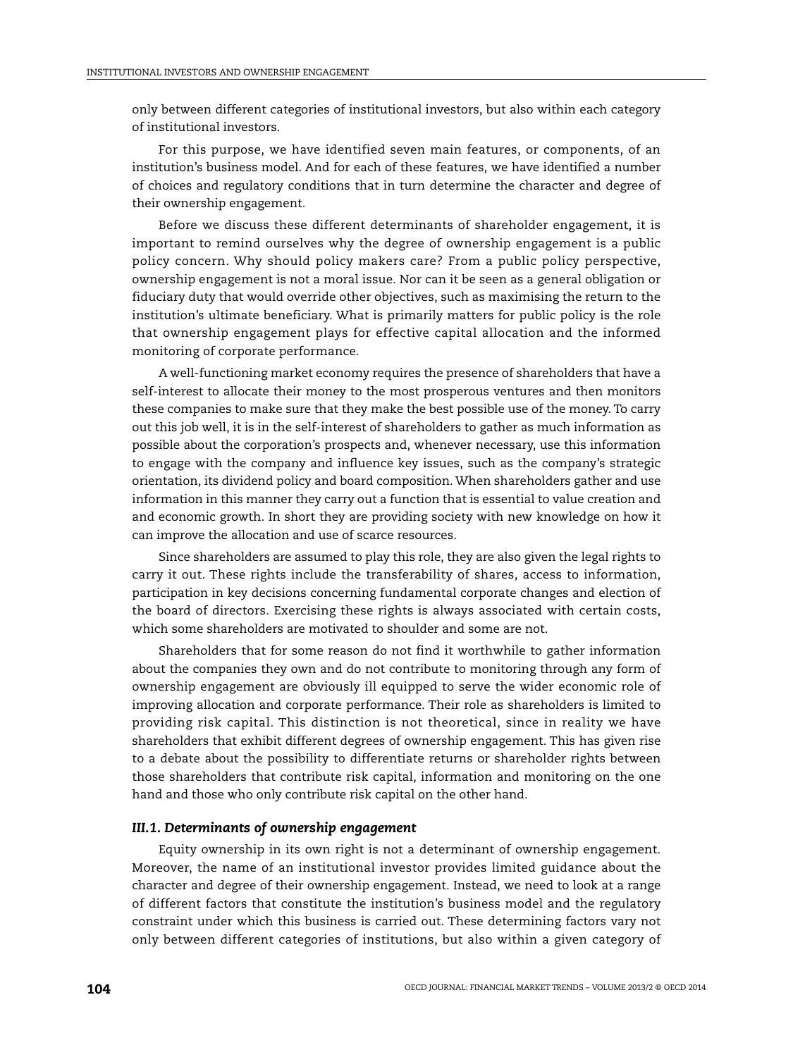only between different categories of institutional investors, but also within each category of institutional investors.

For this purpose, we have identified seven main features, or components, of an institution's business model. And for each of these features, we have identified a number of choices and regulatory conditions that in turn determine the character and degree of their ownership engagement.

Before we discuss these different determinants of shareholder engagement, it is important to remind ourselves why the degree of ownership engagement is a public policy concern. Why should policy makers care? From a public policy perspective, ownership engagement is not a moral issue. Nor can it be seen as a general obligation or fiduciary duty that would override other objectives, such as maximising the return to the institution's ultimate beneficiary. What is primarily matters for public policy is the role that ownership engagement plays for effective capital allocation and the informed monitoring of corporate performance.

A well-functioning market economy requires the presence of shareholders that have a self-interest to allocate their money to the most prosperous ventures and then monitors these companies to make sure that they make the best possible use of the money. To carry out this job well, it is in the self-interest of shareholders to gather as much information as possible about the corporation's prospects and, whenever necessary, use this information to engage with the company and influence key issues, such as the company's strategic orientation, its dividend policy and board composition. When shareholders gather and use information in this manner they carry out a function that is essential to value creation and and economic growth. In short they are providing society with new knowledge on how it can improve the allocation and use of scarce resources.

Since shareholders are assumed to play this role, they are also given the legal rights to carry it out. These rights include the transferability of shares, access to information, participation in key decisions concerning fundamental corporate changes and election of the board of directors. Exercising these rights is always associated with certain costs, which some shareholders are motivated to shoulder and some are not.

Shareholders that for some reason do not find it worthwhile to gather information about the companies they own and do not contribute to monitoring through any form of ownership engagement are obviously ill equipped to serve the wider economic role of improving allocation and corporate performance. Their role as shareholders is limited to providing risk capital. This distinction is not theoretical, since in reality we have shareholders that exhibit different degrees of ownership engagement. This has given rise to a debate about the possibility to differentiate returns or shareholder rights between those shareholders that contribute risk capital, information and monitoring on the one hand and those who only contribute risk capital on the other hand.

### *III.1. Determinants of ownership engagement*

Equity ownership in its own right is not a determinant of ownership engagement. Moreover, the name of an institutional investor provides limited guidance about the character and degree of their ownership engagement. Instead, we need to look at a range of different factors that constitute the institution's business model and the regulatory constraint under which this business is carried out. These determining factors vary not only between different categories of institutions, but also within a given category of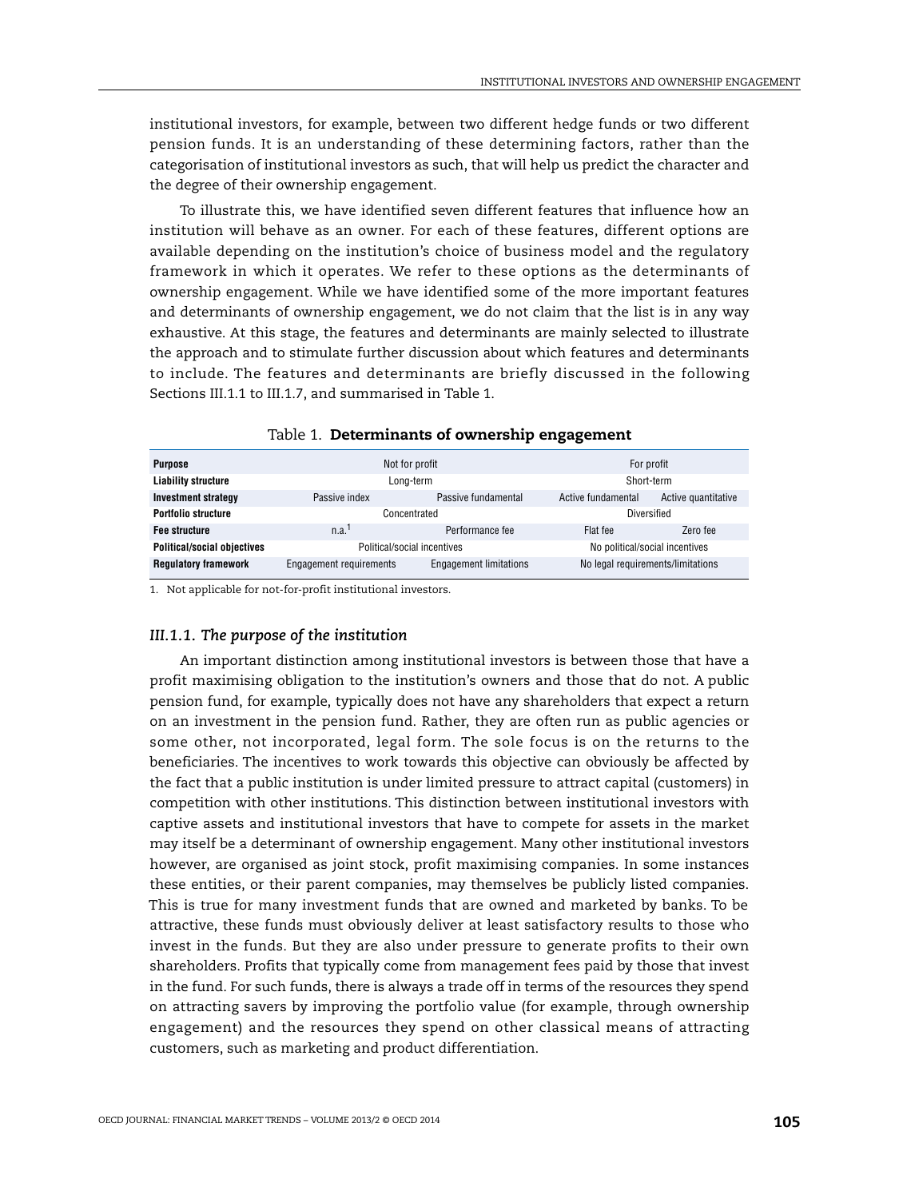institutional investors, for example, between two different hedge funds or two different pension funds. It is an understanding of these determining factors, rather than the categorisation of institutional investors as such, that will help us predict the character and the degree of their ownership engagement.

To illustrate this, we have identified seven different features that influence how an institution will behave as an owner. For each of these features, different options are available depending on the institution's choice of business model and the regulatory framework in which it operates. We refer to these options as the determinants of ownership engagement. While we have identified some of the more important features and determinants of ownership engagement, we do not claim that the list is in any way exhaustive. At this stage, the features and determinants are mainly selected to illustrate the approach and to stimulate further discussion about which features and determinants to include. The features and determinants are briefly discussed in the following Sections III.1.1 to III.1.7, and summarised in Table 1.

Table 1. **Determinants of ownership engagement**

| | | | | |
|---|---|---|---|---|
| **Purpose** | Not for profit | | For profit | |
| **Liability structure** | Long-term | | Short-term | |
| **Investment strategy** | Passive index | Passive fundamental | Active fundamental | Active quantitative |
| **Portfolio structure** | Concentrated | | Diversified | |
| **Fee structure** | n.a.[1] | Performance fee | Flat fee | Zero fee |
| **Political/social objectives** | Political/social incentives | | No political/social incentives | |
| **Regulatory framework** | Engagement requirements | Engagement limitations | No legal requirements/limitations | |

1. Not applicable for not-for-profit institutional investors.

### *III.1.1. The purpose of the institution*

An important distinction among institutional investors is between those that have a profit maximising obligation to the institution's owners and those that do not. A public pension fund, for example, typically does not have any shareholders that expect a return on an investment in the pension fund. Rather, they are often run as public agencies or some other, not incorporated, legal form. The sole focus is on the returns to the beneficiaries. The incentives to work towards this objective can obviously be affected by the fact that a public institution is under limited pressure to attract capital (customers) in competition with other institutions. This distinction between institutional investors with captive assets and institutional investors that have to compete for assets in the market may itself be a determinant of ownership engagement. Many other institutional investors however, are organised as joint stock, profit maximising companies. In some instances these entities, or their parent companies, may themselves be publicly listed companies. This is true for many investment funds that are owned and marketed by banks. To be attractive, these funds must obviously deliver at least satisfactory results to those who invest in the funds. But they are also under pressure to generate profits to their own shareholders. Profits that typically come from management fees paid by those that invest in the fund. For such funds, there is always a trade off in terms of the resources they spend on attracting savers by improving the portfolio value (for example, through ownership engagement) and the resources they spend on other classical means of attracting customers, such as marketing and product differentiation.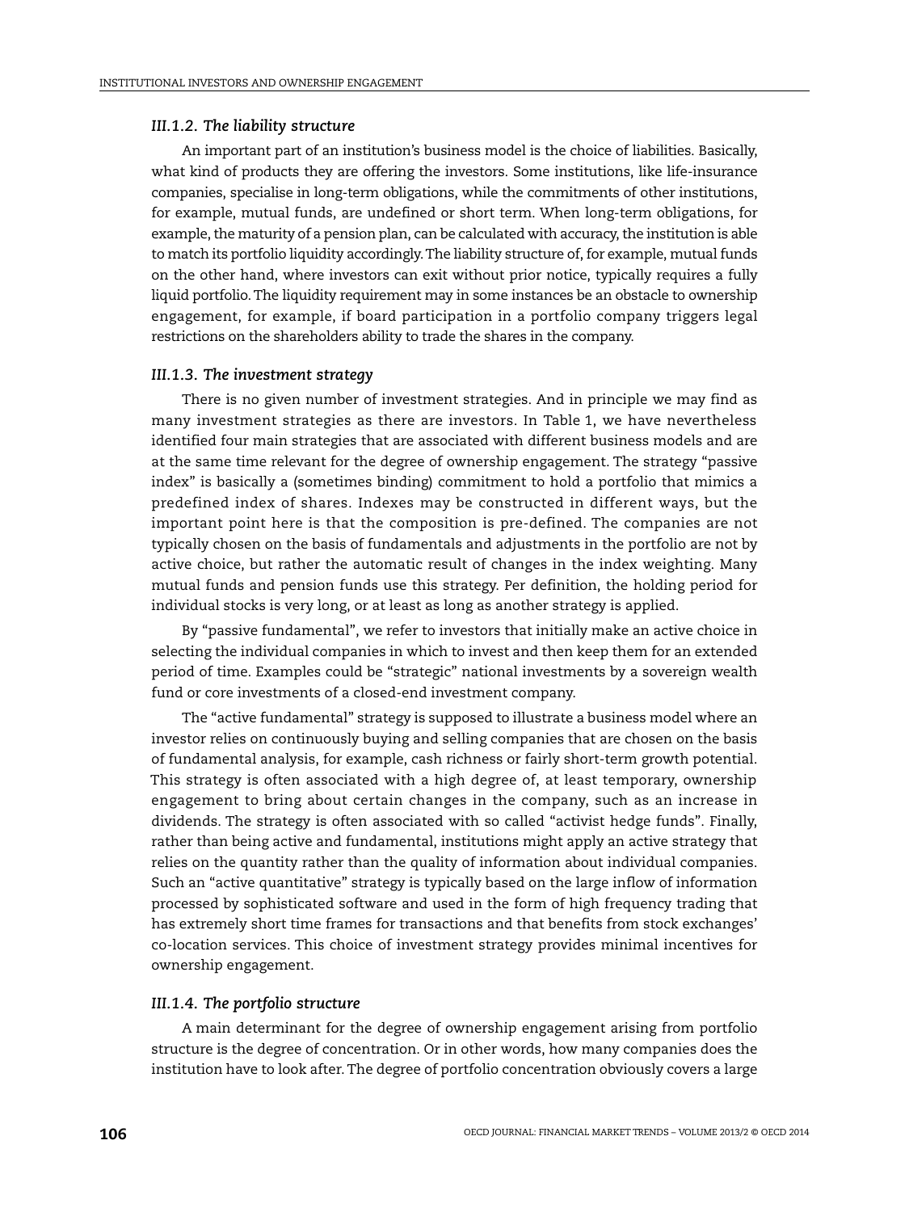#### *III.1.2. The liability structure*

An important part of an institution's business model is the choice of liabilities. Basically, what kind of products they are offering the investors. Some institutions, like life-insurance companies, specialise in long-term obligations, while the commitments of other institutions, for example, mutual funds, are undefined or short term. When long-term obligations, for example, the maturity of a pension plan, can be calculated with accuracy, the institution is able to match its portfolio liquidity accordingly. The liability structure of, for example, mutual funds on the other hand, where investors can exit without prior notice, typically requires a fully liquid portfolio. The liquidity requirement may in some instances be an obstacle to ownership engagement, for example, if board participation in a portfolio company triggers legal restrictions on the shareholders ability to trade the shares in the company.

#### *III.1.3. The investment strategy*

There is no given number of investment strategies. And in principle we may find as many investment strategies as there are investors. In Table 1, we have nevertheless identified four main strategies that are associated with different business models and are at the same time relevant for the degree of ownership engagement. The strategy "passive index" is basically a (sometimes binding) commitment to hold a portfolio that mimics a predefined index of shares. Indexes may be constructed in different ways, but the important point here is that the composition is pre-defined. The companies are not typically chosen on the basis of fundamentals and adjustments in the portfolio are not by active choice, but rather the automatic result of changes in the index weighting. Many mutual funds and pension funds use this strategy. Per definition, the holding period for individual stocks is very long, or at least as long as another strategy is applied.

By "passive fundamental", we refer to investors that initially make an active choice in selecting the individual companies in which to invest and then keep them for an extended period of time. Examples could be "strategic" national investments by a sovereign wealth fund or core investments of a closed-end investment company.

The "active fundamental" strategy is supposed to illustrate a business model where an investor relies on continuously buying and selling companies that are chosen on the basis of fundamental analysis, for example, cash richness or fairly short-term growth potential. This strategy is often associated with a high degree of, at least temporary, ownership engagement to bring about certain changes in the company, such as an increase in dividends. The strategy is often associated with so called "activist hedge funds". Finally, rather than being active and fundamental, institutions might apply an active strategy that relies on the quantity rather than the quality of information about individual companies. Such an "active quantitative" strategy is typically based on the large inflow of information processed by sophisticated software and used in the form of high frequency trading that has extremely short time frames for transactions and that benefits from stock exchanges' co-location services. This choice of investment strategy provides minimal incentives for ownership engagement.

#### *III.1.4. The portfolio structure*

A main determinant for the degree of ownership engagement arising from portfolio structure is the degree of concentration. Or in other words, how many companies does the institution have to look after. The degree of portfolio concentration obviously covers a large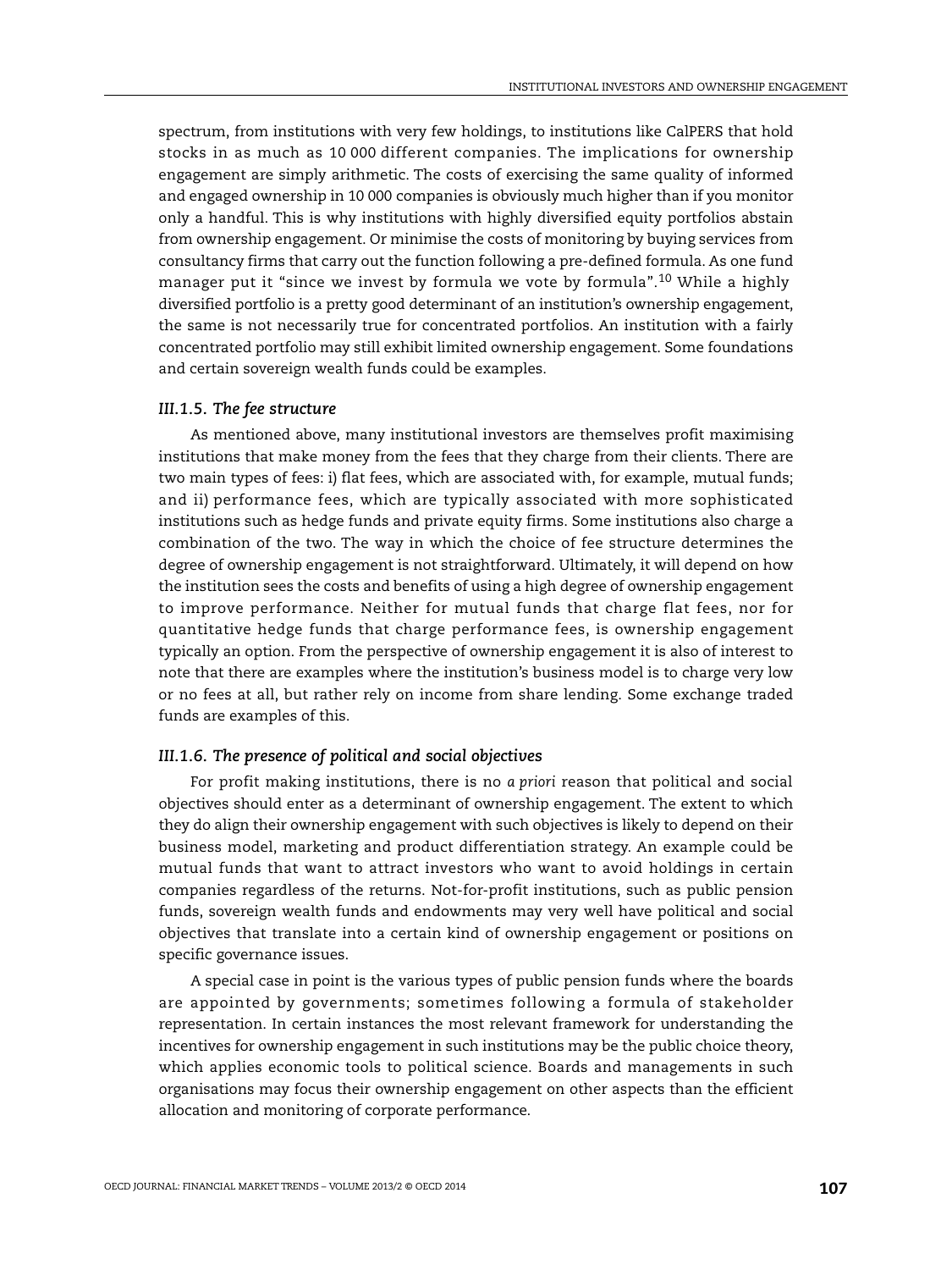spectrum, from institutions with very few holdings, to institutions like CalPERS that hold stocks in as much as 10 000 different companies. The implications for ownership engagement are simply arithmetic. The costs of exercising the same quality of informed and engaged ownership in 10 000 companies is obviously much higher than if you monitor only a handful. This is why institutions with highly diversified equity portfolios abstain from ownership engagement. Or minimise the costs of monitoring by buying services from consultancy firms that carry out the function following a pre-defined formula. As one fund manager put it "since we invest by formula we vote by formula".[10] While a highly diversified portfolio is a pretty good determinant of an institution's ownership engagement, the same is not necessarily true for concentrated portfolios. An institution with a fairly concentrated portfolio may still exhibit limited ownership engagement. Some foundations and certain sovereign wealth funds could be examples.

#### *III.1.5. The fee structure*

As mentioned above, many institutional investors are themselves profit maximising institutions that make money from the fees that they charge from their clients. There are two main types of fees: i) flat fees, which are associated with, for example, mutual funds; and ii) performance fees, which are typically associated with more sophisticated institutions such as hedge funds and private equity firms. Some institutions also charge a combination of the two. The way in which the choice of fee structure determines the degree of ownership engagement is not straightforward. Ultimately, it will depend on how the institution sees the costs and benefits of using a high degree of ownership engagement to improve performance. Neither for mutual funds that charge flat fees, nor for quantitative hedge funds that charge performance fees, is ownership engagement typically an option. From the perspective of ownership engagement it is also of interest to note that there are examples where the institution's business model is to charge very low or no fees at all, but rather rely on income from share lending. Some exchange traded funds are examples of this.

#### *III.1.6. The presence of political and social objectives*

For profit making institutions, there is no *a priori* reason that political and social objectives should enter as a determinant of ownership engagement. The extent to which they do align their ownership engagement with such objectives is likely to depend on their business model, marketing and product differentiation strategy. An example could be mutual funds that want to attract investors who want to avoid holdings in certain companies regardless of the returns. Not-for-profit institutions, such as public pension funds, sovereign wealth funds and endowments may very well have political and social objectives that translate into a certain kind of ownership engagement or positions on specific governance issues.

A special case in point is the various types of public pension funds where the boards are appointed by governments; sometimes following a formula of stakeholder representation. In certain instances the most relevant framework for understanding the incentives for ownership engagement in such institutions may be the public choice theory, which applies economic tools to political science. Boards and managements in such organisations may focus their ownership engagement on other aspects than the efficient allocation and monitoring of corporate performance.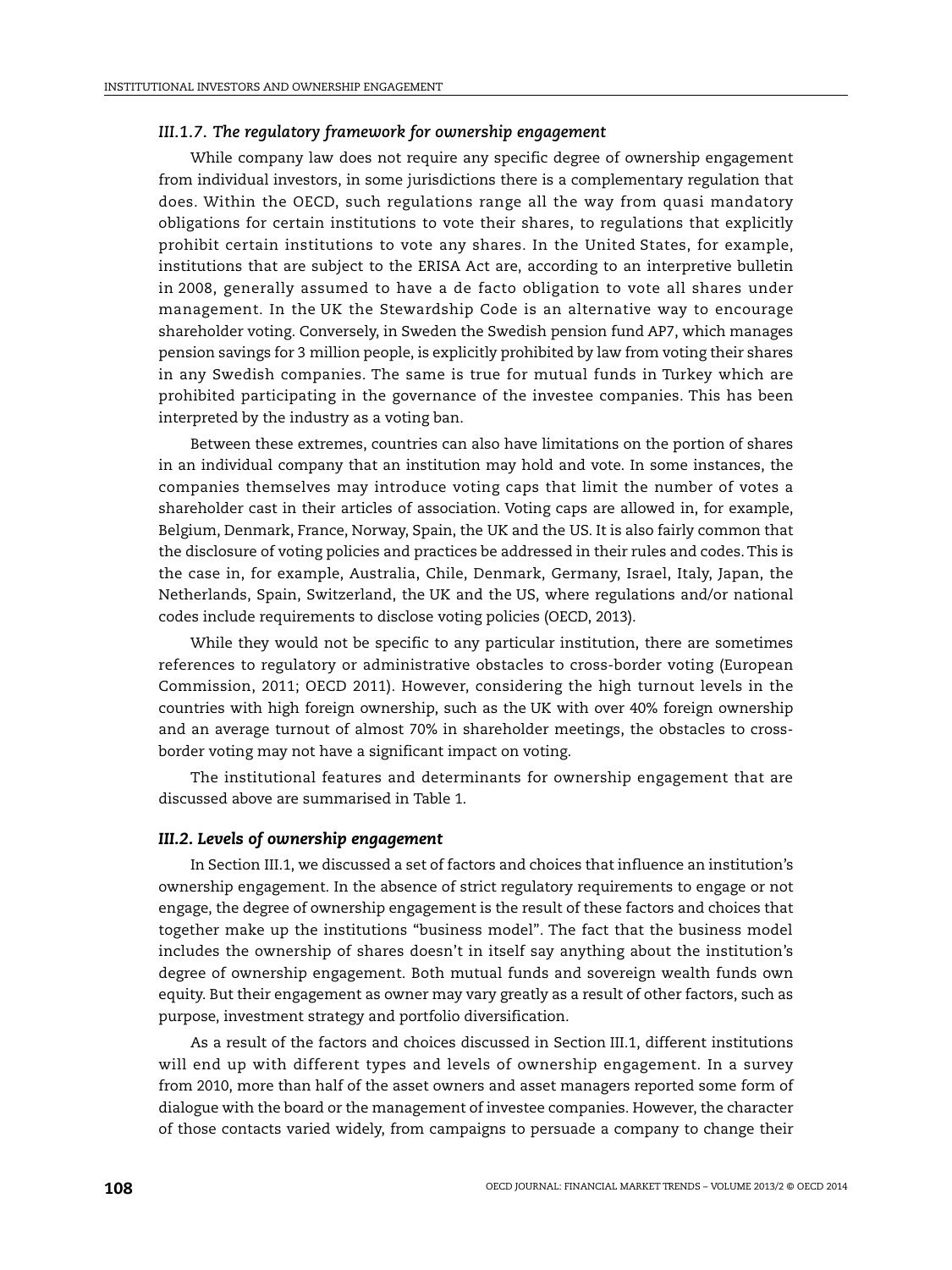### *III.1.7. The regulatory framework for ownership engagement*

While company law does not require any specific degree of ownership engagement from individual investors, in some jurisdictions there is a complementary regulation that does. Within the OECD, such regulations range all the way from quasi mandatory obligations for certain institutions to vote their shares, to regulations that explicitly prohibit certain institutions to vote any shares. In the United States, for example, institutions that are subject to the ERISA Act are, according to an interpretive bulletin in 2008, generally assumed to have a de facto obligation to vote all shares under management. In the UK the Stewardship Code is an alternative way to encourage shareholder voting. Conversely, in Sweden the Swedish pension fund AP7, which manages pension savings for 3 million people, is explicitly prohibited by law from voting their shares in any Swedish companies. The same is true for mutual funds in Turkey which are prohibited participating in the governance of the investee companies. This has been interpreted by the industry as a voting ban.

Between these extremes, countries can also have limitations on the portion of shares in an individual company that an institution may hold and vote. In some instances, the companies themselves may introduce voting caps that limit the number of votes a shareholder cast in their articles of association. Voting caps are allowed in, for example, Belgium, Denmark, France, Norway, Spain, the UK and the US. It is also fairly common that the disclosure of voting policies and practices be addressed in their rules and codes. This is the case in, for example, Australia, Chile, Denmark, Germany, Israel, Italy, Japan, the Netherlands, Spain, Switzerland, the UK and the US, where regulations and/or national codes include requirements to disclose voting policies (OECD, 2013).

While they would not be specific to any particular institution, there are sometimes references to regulatory or administrative obstacles to cross-border voting (European Commission, 2011; OECD 2011). However, considering the high turnout levels in the countries with high foreign ownership, such as the UK with over 40% foreign ownership and an average turnout of almost 70% in shareholder meetings, the obstacles to cross-border voting may not have a significant impact on voting.

The institutional features and determinants for ownership engagement that are discussed above are summarised in Table 1.

### *III.2. Levels of ownership engagement*

In Section III.1, we discussed a set of factors and choices that influence an institution's ownership engagement. In the absence of strict regulatory requirements to engage or not engage, the degree of ownership engagement is the result of these factors and choices that together make up the institutions "business model". The fact that the business model includes the ownership of shares doesn't in itself say anything about the institution's degree of ownership engagement. Both mutual funds and sovereign wealth funds own equity. But their engagement as owner may vary greatly as a result of other factors, such as purpose, investment strategy and portfolio diversification.

As a result of the factors and choices discussed in Section III.1, different institutions will end up with different types and levels of ownership engagement. In a survey from 2010, more than half of the asset owners and asset managers reported some form of dialogue with the board or the management of investee companies. However, the character of those contacts varied widely, from campaigns to persuade a company to change their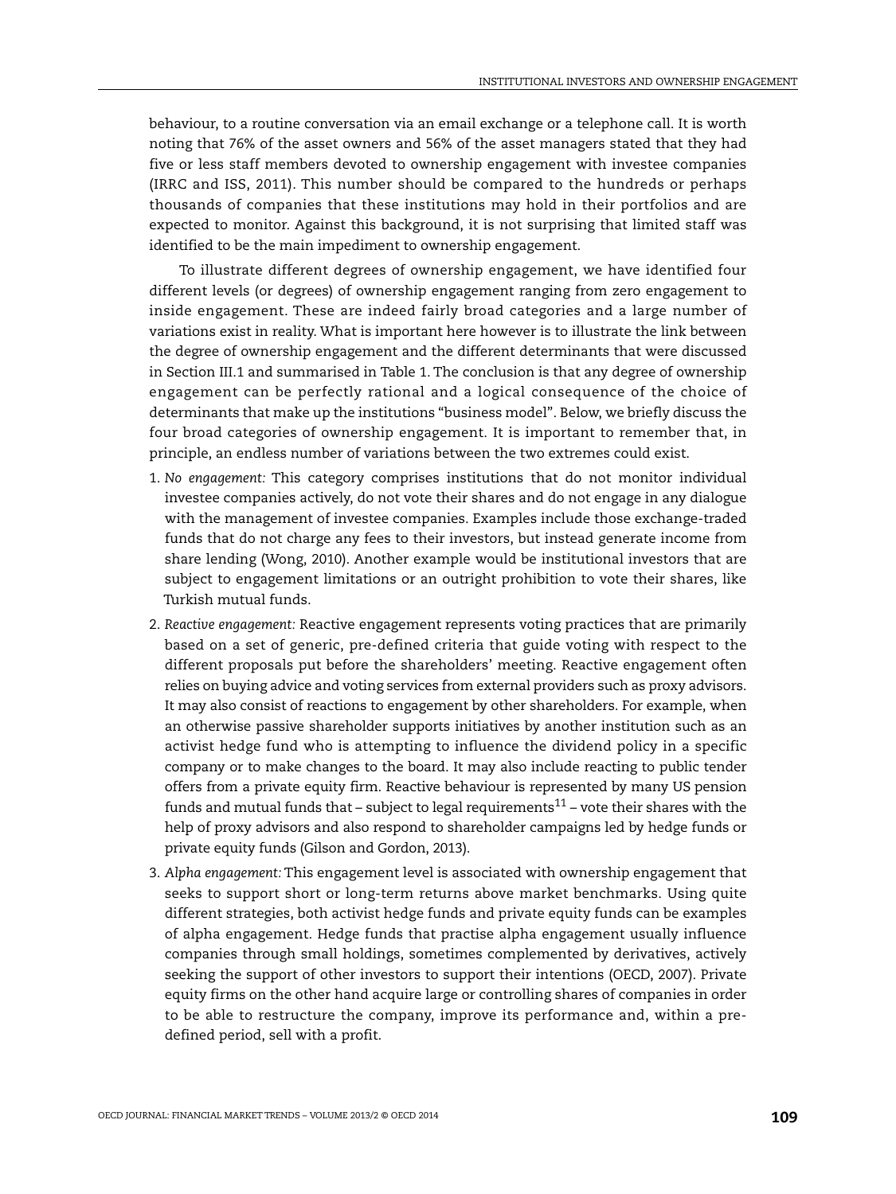behaviour, to a routine conversation via an email exchange or a telephone call. It is worth noting that 76% of the asset owners and 56% of the asset managers stated that they had five or less staff members devoted to ownership engagement with investee companies (IRRC and ISS, 2011). This number should be compared to the hundreds or perhaps thousands of companies that these institutions may hold in their portfolios and are expected to monitor. Against this background, it is not surprising that limited staff was identified to be the main impediment to ownership engagement.

To illustrate different degrees of ownership engagement, we have identified four different levels (or degrees) of ownership engagement ranging from zero engagement to inside engagement. These are indeed fairly broad categories and a large number of variations exist in reality. What is important here however is to illustrate the link between the degree of ownership engagement and the different determinants that were discussed in Section III.1 and summarised in Table 1. The conclusion is that any degree of ownership engagement can be perfectly rational and a logical consequence of the choice of determinants that make up the institutions "business model". Below, we briefly discuss the four broad categories of ownership engagement. It is important to remember that, in principle, an endless number of variations between the two extremes could exist.

1. *No engagement:* This category comprises institutions that do not monitor individual investee companies actively, do not vote their shares and do not engage in any dialogue with the management of investee companies. Examples include those exchange-traded funds that do not charge any fees to their investors, but instead generate income from share lending (Wong, 2010). Another example would be institutional investors that are subject to engagement limitations or an outright prohibition to vote their shares, like Turkish mutual funds.
2. *Reactive engagement:* Reactive engagement represents voting practices that are primarily based on a set of generic, pre-defined criteria that guide voting with respect to the different proposals put before the shareholders' meeting. Reactive engagement often relies on buying advice and voting services from external providers such as proxy advisors. It may also consist of reactions to engagement by other shareholders. For example, when an otherwise passive shareholder supports initiatives by another institution such as an activist hedge fund who is attempting to influence the dividend policy in a specific company or to make changes to the board. It may also include reacting to public tender offers from a private equity firm. Reactive behaviour is represented by many US pension funds and mutual funds that – subject to legal requirements[11] – vote their shares with the help of proxy advisors and also respond to shareholder campaigns led by hedge funds or private equity funds (Gilson and Gordon, 2013).
3. *Alpha engagement:* This engagement level is associated with ownership engagement that seeks to support short or long-term returns above market benchmarks. Using quite different strategies, both activist hedge funds and private equity funds can be examples of alpha engagement. Hedge funds that practise alpha engagement usually influence companies through small holdings, sometimes complemented by derivatives, actively seeking the support of other investors to support their intentions (OECD, 2007). Private equity firms on the other hand acquire large or controlling shares of companies in order to be able to restructure the company, improve its performance and, within a pre-defined period, sell with a profit.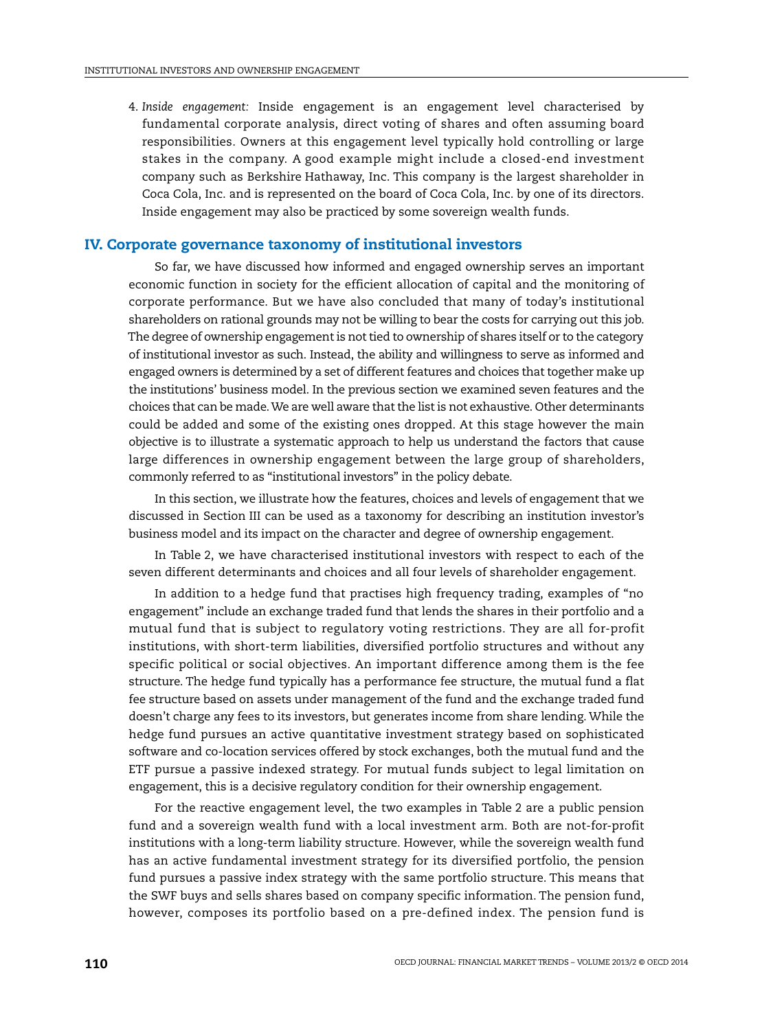4. *Inside engagement:* Inside engagement is an engagement level characterised by fundamental corporate analysis, direct voting of shares and often assuming board responsibilities. Owners at this engagement level typically hold controlling or large stakes in the company. A good example might include a closed-end investment company such as Berkshire Hathaway, Inc. This company is the largest shareholder in Coca Cola, Inc. and is represented on the board of Coca Cola, Inc. by one of its directors. Inside engagement may also be practiced by some sovereign wealth funds.

## IV. Corporate governance taxonomy of institutional investors

So far, we have discussed how informed and engaged ownership serves an important economic function in society for the efficient allocation of capital and the monitoring of corporate performance. But we have also concluded that many of today's institutional shareholders on rational grounds may not be willing to bear the costs for carrying out this job. The degree of ownership engagement is not tied to ownership of shares itself or to the category of institutional investor as such. Instead, the ability and willingness to serve as informed and engaged owners is determined by a set of different features and choices that together make up the institutions' business model. In the previous section we examined seven features and the choices that can be made. We are well aware that the list is not exhaustive. Other determinants could be added and some of the existing ones dropped. At this stage however the main objective is to illustrate a systematic approach to help us understand the factors that cause large differences in ownership engagement between the large group of shareholders, commonly referred to as "institutional investors" in the policy debate.

In this section, we illustrate how the features, choices and levels of engagement that we discussed in Section III can be used as a taxonomy for describing an institution investor's business model and its impact on the character and degree of ownership engagement.

In Table 2, we have characterised institutional investors with respect to each of the seven different determinants and choices and all four levels of shareholder engagement.

In addition to a hedge fund that practises high frequency trading, examples of "no engagement" include an exchange traded fund that lends the shares in their portfolio and a mutual fund that is subject to regulatory voting restrictions. They are all for-profit institutions, with short-term liabilities, diversified portfolio structures and without any specific political or social objectives. An important difference among them is the fee structure. The hedge fund typically has a performance fee structure, the mutual fund a flat fee structure based on assets under management of the fund and the exchange traded fund doesn't charge any fees to its investors, but generates income from share lending. While the hedge fund pursues an active quantitative investment strategy based on sophisticated software and co-location services offered by stock exchanges, both the mutual fund and the ETF pursue a passive indexed strategy. For mutual funds subject to legal limitation on engagement, this is a decisive regulatory condition for their ownership engagement.

For the reactive engagement level, the two examples in Table 2 are a public pension fund and a sovereign wealth fund with a local investment arm. Both are not-for-profit institutions with a long-term liability structure. However, while the sovereign wealth fund has an active fundamental investment strategy for its diversified portfolio, the pension fund pursues a passive index strategy with the same portfolio structure. This means that the SWF buys and sells shares based on company specific information. The pension fund, however, composes its portfolio based on a pre-defined index. The pension fund is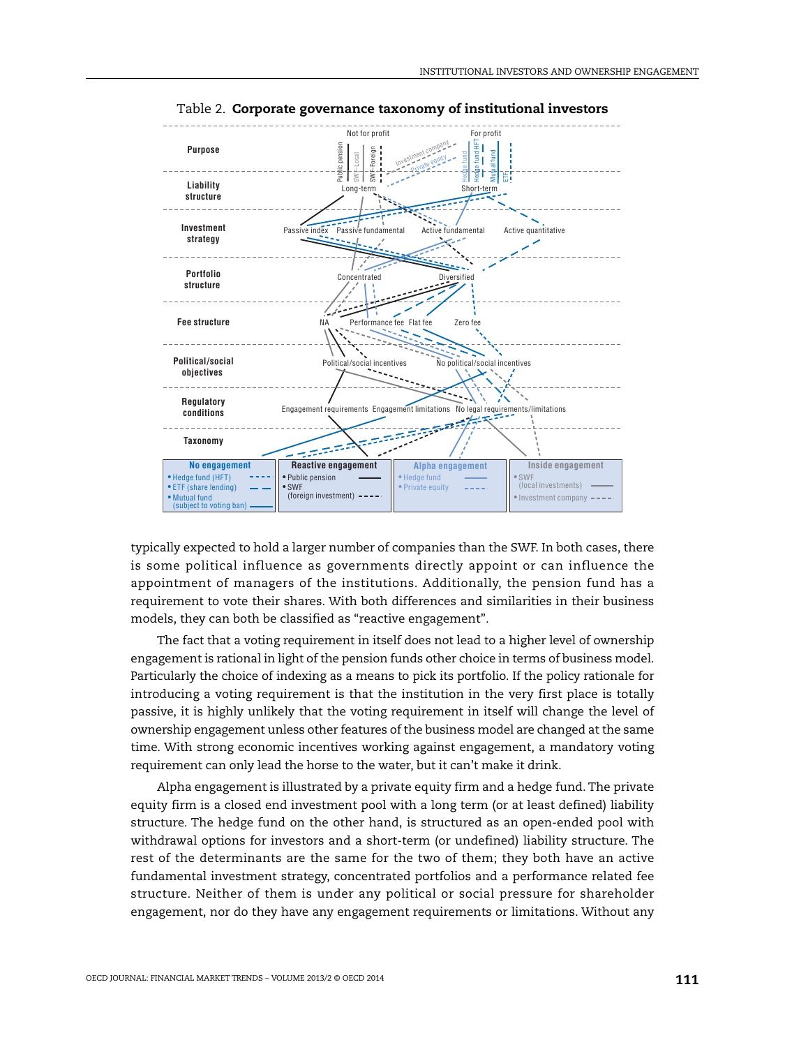Table 2. **Corporate governance taxonomy of institutional investors**

Purpose: Not for profit — Public pension, SWF-Local, SWF-Foreign; Investment company, Private equity; For profit — Hedge fund, Hedge fund HFT, Mutual fund, ETF

Liability structure: Long-term, Short-term

Investment strategy: Passive index, Passive fundamental, Active fundamental, Active quantitative

Portfolio structure: Concentrated, Diversified

Fee structure: NA, Performance fee, Flat fee, Zero fee

Political/social objectives: Political/social incentives, No political/social incentives

Regulatory conditions: Engagement requirements, Engagement limitations, No legal requirements/limitations

Taxonomy:

**No engagement**
- Hedge fund (HFT)
- ETF (share lending)
- Mutual fund (subject to voting ban)

**Reactive engagement**
- Public pension
- SWF (foreign investment)

**Alpha engagement**
- Hedge fund
- Private equity

**Inside engagement**
- SWF (local investments)
- Investment company

typically expected to hold a larger number of companies than the SWF. In both cases, there is some political influence as governments directly appoint or can influence the appointment of managers of the institutions. Additionally, the pension fund has a requirement to vote their shares. With both differences and similarities in their business models, they can both be classified as "reactive engagement".

The fact that a voting requirement in itself does not lead to a higher level of ownership engagement is rational in light of the pension funds other choice in terms of business model. Particularly the choice of indexing as a means to pick its portfolio. If the policy rationale for introducing a voting requirement is that the institution in the very first place is totally passive, it is highly unlikely that the voting requirement in itself will change the level of ownership engagement unless other features of the business model are changed at the same time. With strong economic incentives working against engagement, a mandatory voting requirement can only lead the horse to the water, but it can't make it drink.

Alpha engagement is illustrated by a private equity firm and a hedge fund. The private equity firm is a closed end investment pool with a long term (or at least defined) liability structure. The hedge fund on the other hand, is structured as an open-ended pool with withdrawal options for investors and a short-term (or undefined) liability structure. The rest of the determinants are the same for the two of them; they both have an active fundamental investment strategy, concentrated portfolios and a performance related fee structure. Neither of them is under any political or social pressure for shareholder engagement, nor do they have any engagement requirements or limitations. Without any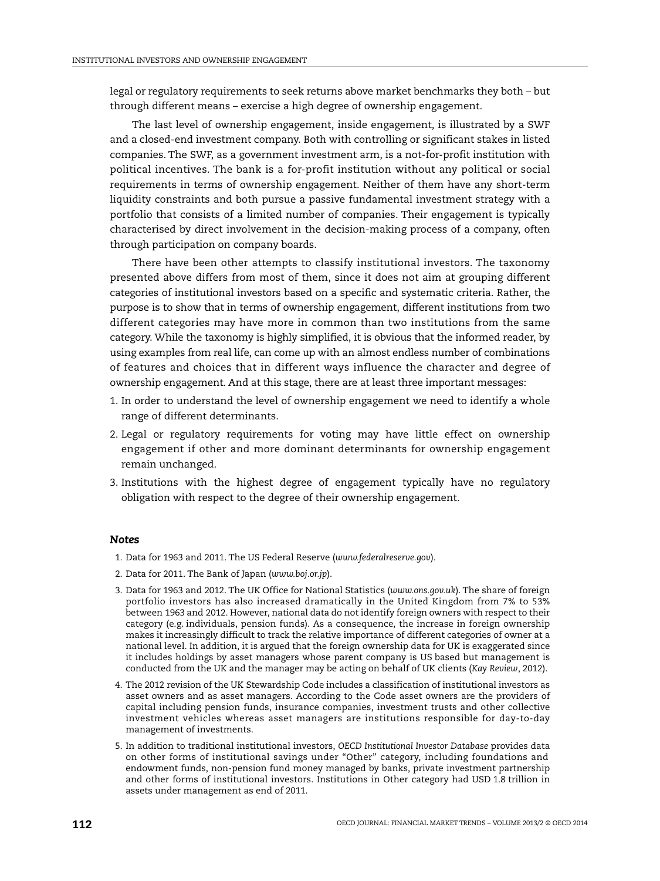legal or regulatory requirements to seek returns above market benchmarks they both – but through different means – exercise a high degree of ownership engagement.

The last level of ownership engagement, inside engagement, is illustrated by a SWF and a closed-end investment company. Both with controlling or significant stakes in listed companies. The SWF, as a government investment arm, is a not-for-profit institution with political incentives. The bank is a for-profit institution without any political or social requirements in terms of ownership engagement. Neither of them have any short-term liquidity constraints and both pursue a passive fundamental investment strategy with a portfolio that consists of a limited number of companies. Their engagement is typically characterised by direct involvement in the decision-making process of a company, often through participation on company boards.

There have been other attempts to classify institutional investors. The taxonomy presented above differs from most of them, since it does not aim at grouping different categories of institutional investors based on a specific and systematic criteria. Rather, the purpose is to show that in terms of ownership engagement, different institutions from two different categories may have more in common than two institutions from the same category. While the taxonomy is highly simplified, it is obvious that the informed reader, by using examples from real life, can come up with an almost endless number of combinations of features and choices that in different ways influence the character and degree of ownership engagement. And at this stage, there are at least three important messages:

1. In order to understand the level of ownership engagement we need to identify a whole range of different determinants.
2. Legal or regulatory requirements for voting may have little effect on ownership engagement if other and more dominant determinants for ownership engagement remain unchanged.
3. Institutions with the highest degree of engagement typically have no regulatory obligation with respect to the degree of their ownership engagement.

### *Notes*

1. Data for 1963 and 2011. The US Federal Reserve (*www.federalreserve.gov*).
2. Data for 2011. The Bank of Japan (*www.boj.or.jp*).
3. Data for 1963 and 2012. The UK Office for National Statistics (*www.ons.gov.uk*). The share of foreign portfolio investors has also increased dramatically in the United Kingdom from 7% to 53% between 1963 and 2012. However, national data do not identify foreign owners with respect to their category (e.g. individuals, pension funds). As a consequence, the increase in foreign ownership makes it increasingly difficult to track the relative importance of different categories of owner at a national level. In addition, it is argued that the foreign ownership data for UK is exaggerated since it includes holdings by asset managers whose parent company is US based but management is conducted from the UK and the manager may be acting on behalf of UK clients (*Kay Review*, 2012).
4. The 2012 revision of the UK Stewardship Code includes a classification of institutional investors as asset owners and as asset managers. According to the Code asset owners are the providers of capital including pension funds, insurance companies, investment trusts and other collective investment vehicles whereas asset managers are institutions responsible for day-to-day management of investments.
5. In addition to traditional institutional investors, *OECD Institutional Investor Database* provides data on other forms of institutional savings under "Other" category, including foundations and endowment funds, non-pension fund money managed by banks, private investment partnership and other forms of institutional investors. Institutions in Other category had USD 1.8 trillion in assets under management as end of 2011.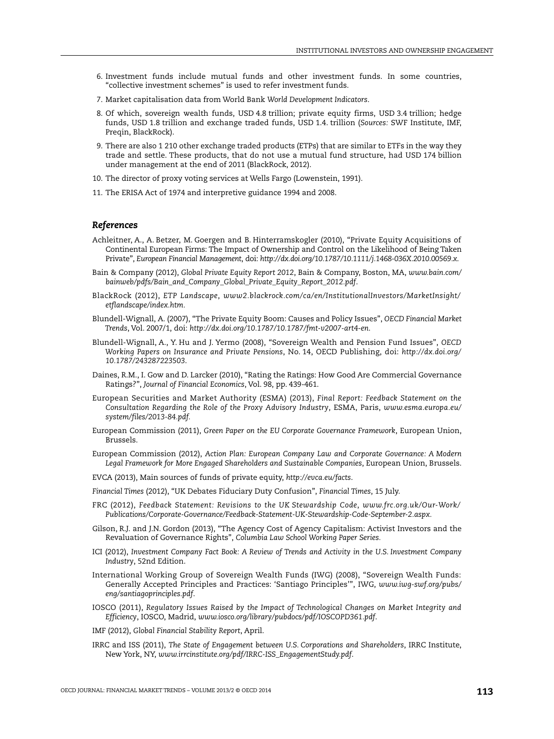6. Investment funds include mutual funds and other investment funds. In some countries, "collective investment schemes" is used to refer investment funds.

7. Market capitalisation data from World Bank *World Development Indicators*.

8. Of which, sovereign wealth funds, USD 4.8 trillion; private equity firms, USD 3.4 trillion; hedge funds, USD 1.8 trillion and exchange traded funds, USD 1.4. trillion (*Sources:* SWF Institute, IMF, Preqin, BlackRock).

9. There are also 1 210 other exchange traded products (ETPs) that are similar to ETFs in the way they trade and settle. These products, that do not use a mutual fund structure, had USD 174 billion under management at the end of 2011 (BlackRock, 2012).

10. The director of proxy voting services at Wells Fargo (Lowenstein, 1991).

11. The ERISA Act of 1974 and interpretive guidance 1994 and 2008.

### *References*

Achleitner, A., A. Betzer, M. Goergen and B. Hinterramskogler (2010), "Private Equity Acquisitions of Continental European Firms: The Impact of Ownership and Control on the Likelihood of Being Taken Private", *European Financial Management*, doi: *http://dx.doi.org/10.1787/10.1111/j.1468-036X.2010.00569.x*.

Bain & Company (2012), *Global Private Equity Report 2012*, Bain & Company, Boston, MA, *www.bain.com/bainweb/pdfs/Bain_and_Company_Global_Private_Equity_Report_2012.pdf*.

BlackRock (2012), *ETP Landscape*, *www2.blackrock.com/ca/en/InstitutionalInvestors/MarketInsight/etflandscape/index.htm*.

Blundell-Wignall, A. (2007), "The Private Equity Boom: Causes and Policy Issues", *OECD Financial Market Trends*, Vol. 2007/1, doi: *http://dx.doi.org/10.1787/10.1787/fmt-v2007-art4-en*.

Blundell-Wignall, A., Y. Hu and J. Yermo (2008), "Sovereign Wealth and Pension Fund Issues", *OECD Working Papers on Insurance and Private Pensions*, No. 14, OECD Publishing, doi: *http://dx.doi.org/10.1787/243287223503*.

Daines, R.M., I. Gow and D. Larcker (2010), "Rating the Ratings: How Good Are Commercial Governance Ratings?", *Journal of Financial Economics*, Vol. 98, pp. 439-461.

European Securities and Market Authority (ESMA) (2013), *Final Report: Feedback Statement on the Consultation Regarding the Role of the Proxy Advisory Industry*, ESMA, Paris, *www.esma.europa.eu/system/files/2013-84.pdf*.

European Commission (2011), *Green Paper on the EU Corporate Governance Framework*, European Union, Brussels.

European Commission (2012), *Action Plan: European Company Law and Corporate Governance: A Modern Legal Framework for More Engaged Shareholders and Sustainable Companies*, European Union, Brussels.

EVCA (2013), Main sources of funds of private equity, *http://evca.eu/facts*.

*Financial Times* (2012), "UK Debates Fiduciary Duty Confusion", *Financial Times*, 15 July.

FRC (2012), *Feedback Statement: Revisions to the UK Stewardship Code*, *www.frc.org.uk/Our-Work/Publications/Corporate-Governance/Feedback-Statement-UK-Stewardship-Code-September-2.aspx*.

Gilson, R.J. and J.N. Gordon (2013), "The Agency Cost of Agency Capitalism: Activist Investors and the Revaluation of Governance Rights", *Columbia Law School Working Paper Series*.

ICI (2012), *Investment Company Fact Book: A Review of Trends and Activity in the U.S. Investment Company Industry*, 52nd Edition.

International Working Group of Sovereign Wealth Funds (IWG) (2008), "Sovereign Wealth Funds: Generally Accepted Principles and Practices: 'Santiago Principles'", IWG, *www.iwg-swf.org/pubs/eng/santiagoprinciples.pdf*.

IOSCO (2011), *Regulatory Issues Raised by the Impact of Technological Changes on Market Integrity and Efficiency*, IOSCO, Madrid, *www.iosco.org/library/pubdocs/pdf/IOSCOPD361.pdf*.

IMF (2012), *Global Financial Stability Report*, April.

IRRC and ISS (2011), *The State of Engagement between U.S. Corporations and Shareholders*, IRRC Institute, New York, NY, *www.irrcinstitute.org/pdf/IRRC-ISS_EngagementStudy.pdf*.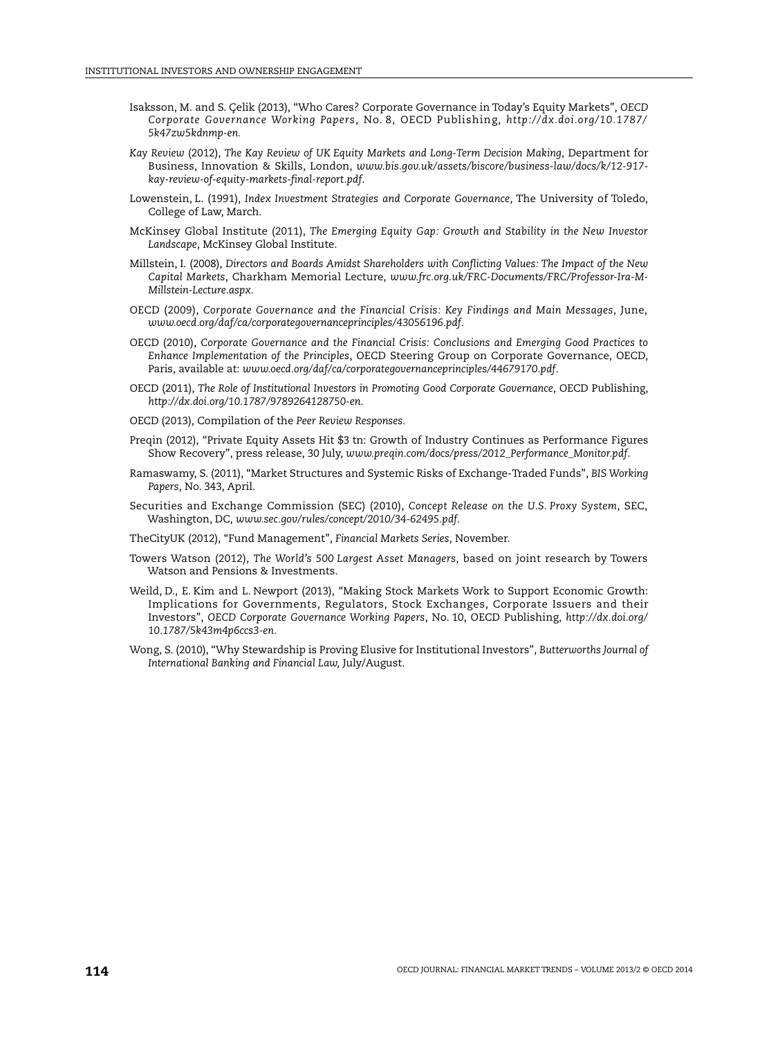Isaksson, M. and S. Çelik (2013), "Who Cares? Corporate Governance in Today's Equity Markets", *OECD Corporate Governance Working Papers*, No. 8, OECD Publishing, *http://dx.doi.org/10.1787/5k47zw5kdnmp-en*.

*Kay Review* (2012), *The Kay Review of UK Equity Markets and Long-Term Decision Making*, Department for Business, Innovation & Skills, London, *www.bis.gov.uk/assets/biscore/business-law/docs/k/12-917-kay-review-of-equity-markets-final-report.pdf*.

Lowenstein, L. (1991), *Index Investment Strategies and Corporate Governance*, The University of Toledo, College of Law, March.

McKinsey Global Institute (2011), *The Emerging Equity Gap: Growth and Stability in the New Investor Landscape*, McKinsey Global Institute.

Millstein, I. (2008), *Directors and Boards Amidst Shareholders with Conflicting Values: The Impact of the New Capital Markets*, Charkham Memorial Lecture, *www.frc.org.uk/FRC-Documents/FRC/Professor-Ira-M-Millstein-Lecture.aspx*.

OECD (2009), *Corporate Governance and the Financial Crisis: Key Findings and Main Messages*, June, *www.oecd.org/daf/ca/corporategovernanceprinciples/43056196.pdf*.

OECD (2010), *Corporate Governance and the Financial Crisis: Conclusions and Emerging Good Practices to Enhance Implementation of the Principles*, OECD Steering Group on Corporate Governance, OECD, Paris, available at: *www.oecd.org/daf/ca/corporategovernanceprinciples/44679170.pdf*.

OECD (2011), *The Role of Institutional Investors in Promoting Good Corporate Governance*, OECD Publishing, *http://dx.doi.org/10.1787/9789264128750-en*.

OECD (2013), Compilation of the *Peer Review Responses*.

Preqin (2012), "Private Equity Assets Hit $3 tn: Growth of Industry Continues as Performance Figures Show Recovery", press release, 30 July, *www.preqin.com/docs/press/2012_Performance_Monitor.pdf*.

Ramaswamy, S. (2011), "Market Structures and Systemic Risks of Exchange-Traded Funds", *BIS Working Papers*, No. 343, April.

Securities and Exchange Commission (SEC) (2010), *Concept Release on the U.S. Proxy System*, SEC, Washington, DC, *www.sec.gov/rules/concept/2010/34-62495.pdf*.

TheCityUK (2012), "Fund Management", *Financial Markets Series*, November.

Towers Watson (2012), *The World's 500 Largest Asset Managers*, based on joint research by Towers Watson and Pensions & Investments.

Weild, D., E. Kim and L. Newport (2013), "Making Stock Markets Work to Support Economic Growth: Implications for Governments, Regulators, Stock Exchanges, Corporate Issuers and their Investors", *OECD Corporate Governance Working Papers*, No. 10, OECD Publishing, *http://dx.doi.org/10.1787/5k43m4p6ccs3-en*.

Wong, S. (2010), "Why Stewardship is Proving Elusive for Institutional Investors", *Butterworths Journal of International Banking and Financial Law,* July/August.